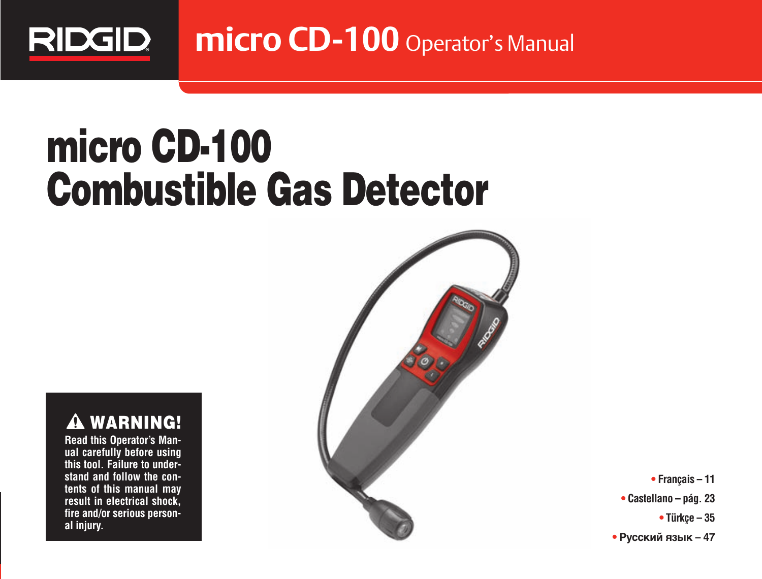RIDGID

micro CD-100 Operator's Manual

# micro CD-100 Combustible Gas Detector

**⚠ WARNING!**

**Read this Operator's Manual carefully before using this tool. Failure to understand and follow the contents of this manual may result in electrical shock, fire and/or serious personal injury.**

- Français – 11
- Castellano – pág. 23
- Türkçe – 35
- Русский язык – 47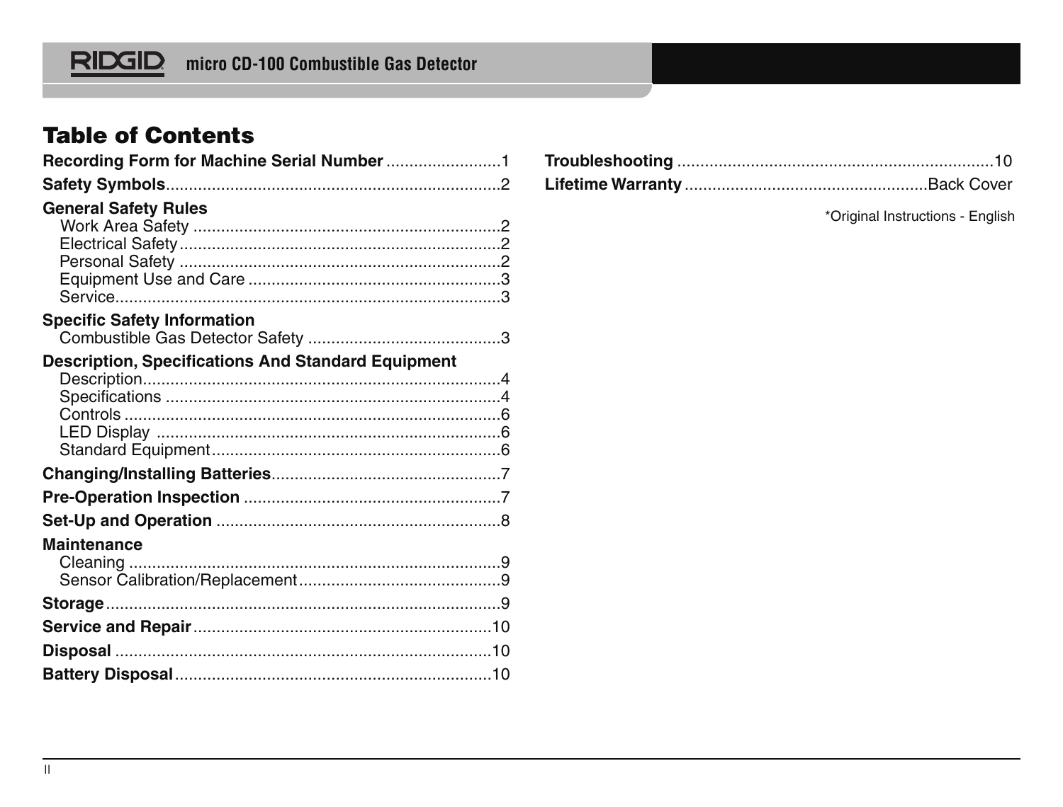# Table of Contents

**Recording Form for Machine Serial Number** .........................1

**Safety Symbols**........................................................................2

**General Safety Rules**

- Work Area Safety ..................................................................2
- Electrical Safety.....................................................................2
- Personal Safety .....................................................................2
- Equipment Use and Care ......................................................3
- Service...................................................................................3

**Specific Safety Information**

- Combustible Gas Detector Safety .........................................3

**Description, Specifications And Standard Equipment**

- Description.............................................................................4
- Specifications ........................................................................4
- Controls .................................................................................6
- LED Display ..........................................................................6
- Standard Equipment..............................................................6

**Changing/Installing Batteries**.................................................7

**Pre-Operation Inspection** .......................................................7

**Set-Up and Operation** .............................................................8

**Maintenance**

- Cleaning ................................................................................9
- Sensor Calibration/Replacement...........................................9

**Storage**.....................................................................................9

**Service and Repair**................................................................10

**Disposal** .................................................................................10

**Battery Disposal**....................................................................10

**Troubleshooting** ....................................................................10

**Lifetime Warranty** ....................................................Back Cover

*Original Instructions - English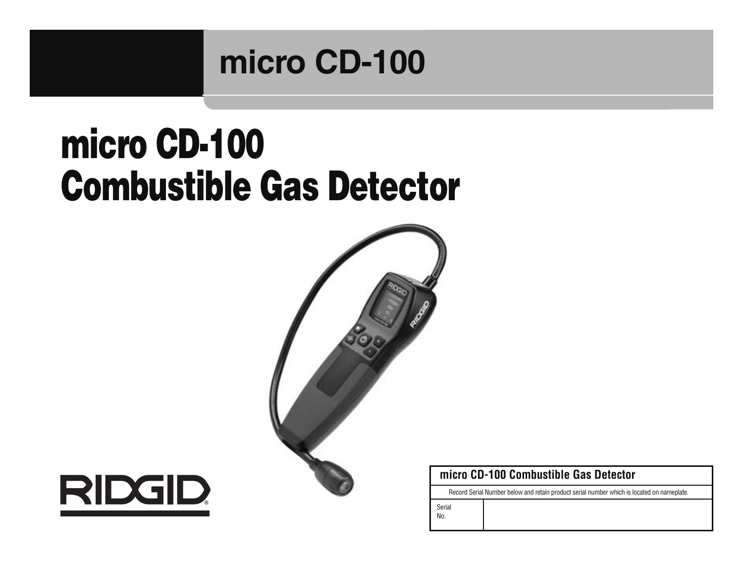# micro CD-100

# micro CD-100 Combustible Gas Detector

RIDGID®

| micro CD-100 Combustible Gas Detector | |
|---|---|
| Record Serial Number below and retain product serial number which is located on nameplate. | |
| Serial No. | |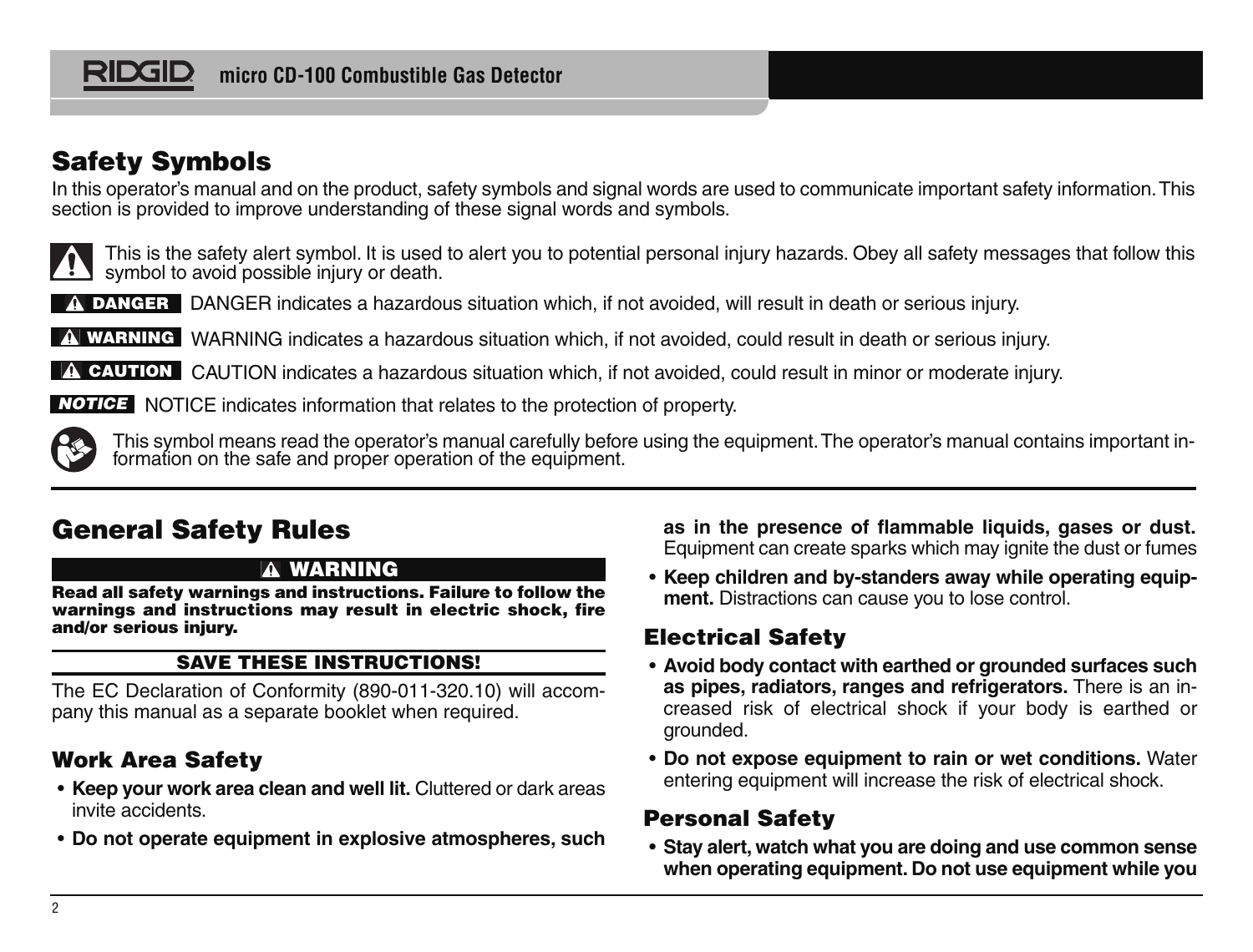## Safety Symbols

In this operator's manual and on the product, safety symbols and signal words are used to communicate important safety information. This section is provided to improve understanding of these signal words and symbols.

This is the safety alert symbol. It is used to alert you to potential personal injury hazards. Obey all safety messages that follow this symbol to avoid possible injury or death.

**DANGER** DANGER indicates a hazardous situation which, if not avoided, will result in death or serious injury.

**WARNING** WARNING indicates a hazardous situation which, if not avoided, could result in death or serious injury.

**CAUTION** CAUTION indicates a hazardous situation which, if not avoided, could result in minor or moderate injury.

***NOTICE*** NOTICE indicates information that relates to the protection of property.

This symbol means read the operator's manual carefully before using the equipment. The operator's manual contains important information on the safe and proper operation of the equipment.

## General Safety Rules

**WARNING**

**Read all safety warnings and instructions. Failure to follow the warnings and instructions may result in electric shock, fire and/or serious injury.**

**SAVE THESE INSTRUCTIONS!**

The EC Declaration of Conformity (890-011-320.10) will accompany this manual as a separate booklet when required.

### Work Area Safety

- **Keep your work area clean and well lit.** Cluttered or dark areas invite accidents.
- **Do not operate equipment in explosive atmospheres, such as in the presence of flammable liquids, gases or dust.** Equipment can create sparks which may ignite the dust or fumes
- **Keep children and by-standers away while operating equipment.** Distractions can cause you to lose control.

### Electrical Safety

- **Avoid body contact with earthed or grounded surfaces such as pipes, radiators, ranges and refrigerators.** There is an increased risk of electrical shock if your body is earthed or grounded.
- **Do not expose equipment to rain or wet conditions.** Water entering equipment will increase the risk of electrical shock.

### Personal Safety

- **Stay alert, watch what you are doing and use common sense when operating equipment. Do not use equipment while you**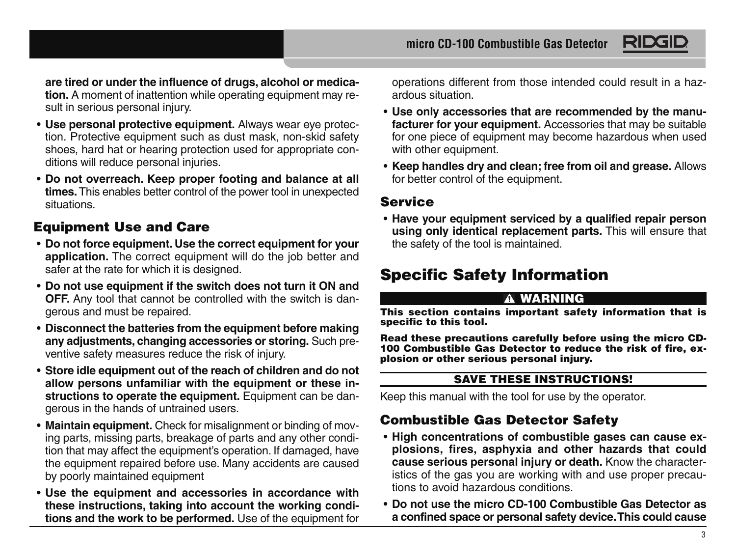**are tired or under the influence of drugs, alcohol or medication.** A moment of inattention while operating equipment may result in serious personal injury.

- **Use personal protective equipment.** Always wear eye protection. Protective equipment such as dust mask, non-skid safety shoes, hard hat or hearing protection used for appropriate conditions will reduce personal injuries.
- **Do not overreach. Keep proper footing and balance at all times.** This enables better control of the power tool in unexpected situations.

## Equipment Use and Care

- **Do not force equipment. Use the correct equipment for your application.** The correct equipment will do the job better and safer at the rate for which it is designed.
- **Do not use equipment if the switch does not turn it ON and OFF.** Any tool that cannot be controlled with the switch is dangerous and must be repaired.
- **Disconnect the batteries from the equipment before making any adjustments, changing accessories or storing.** Such preventive safety measures reduce the risk of injury.
- **Store idle equipment out of the reach of children and do not allow persons unfamiliar with the equipment or these instructions to operate the equipment.** Equipment can be dangerous in the hands of untrained users.
- **Maintain equipment.** Check for misalignment or binding of moving parts, missing parts, breakage of parts and any other condition that may affect the equipment's operation. If damaged, have the equipment repaired before use. Many accidents are caused by poorly maintained equipment
- **Use the equipment and accessories in accordance with these instructions, taking into account the working conditions and the work to be performed.** Use of the equipment for operations different from those intended could result in a hazardous situation.
- **Use only accessories that are recommended by the manufacturer for your equipment.** Accessories that may be suitable for one piece of equipment may become hazardous when used with other equipment.
- **Keep handles dry and clean; free from oil and grease.** Allows for better control of the equipment.

## Service

- **Have your equipment serviced by a qualified repair person using only identical replacement parts.** This will ensure that the safety of the tool is maintained.

# Specific Safety Information

**⚠ WARNING**

**This section contains important safety information that is specific to this tool.**

**Read these precautions carefully before using the micro CD-100 Combustible Gas Detector to reduce the risk of fire, explosion or other serious personal injury.**

**SAVE THESE INSTRUCTIONS!**

Keep this manual with the tool for use by the operator.

## Combustible Gas Detector Safety

- **High concentrations of combustible gases can cause explosions, fires, asphyxia and other hazards that could cause serious personal injury or death.** Know the characteristics of the gas you are working with and use proper precautions to avoid hazardous conditions.
- **Do not use the micro CD-100 Combustible Gas Detector as a confined space or personal safety device. This could cause**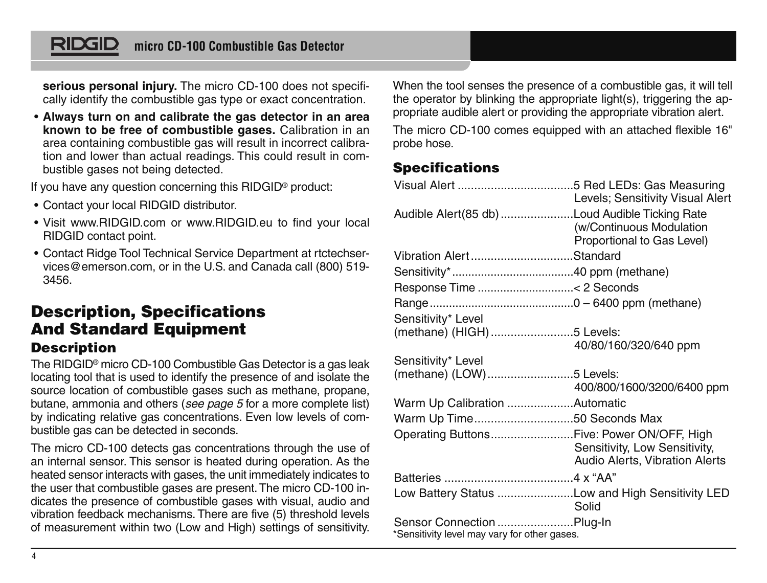**serious personal injury.** The micro CD-100 does not specifically identify the combustible gas type or exact concentration.

- **Always turn on and calibrate the gas detector in an area known to be free of combustible gases.** Calibration in an area containing combustible gas will result in incorrect calibration and lower than actual readings. This could result in combustible gases not being detected.

If you have any question concerning this RIDGID® product:

- Contact your local RIDGID distributor.
- Visit www.RIDGID.com or www.RIDGID.eu to find your local RIDGID contact point.
- Contact Ridge Tool Technical Service Department at rtctechservices@emerson.com, or in the U.S. and Canada call (800) 519-3456.

# Description, Specifications And Standard Equipment

## Description

The RIDGID® micro CD-100 Combustible Gas Detector is a gas leak locating tool that is used to identify the presence of and isolate the source location of combustible gases such as methane, propane, butane, ammonia and others (*see page 5* for a more complete list) by indicating relative gas concentrations. Even low levels of combustible gas can be detected in seconds.

The micro CD-100 detects gas concentrations through the use of an internal sensor. This sensor is heated during operation. As the heated sensor interacts with gases, the unit immediately indicates to the user that combustible gases are present. The micro CD-100 indicates the presence of combustible gases with visual, audio and vibration feedback mechanisms. There are five (5) threshold levels of measurement within two (Low and High) settings of sensitivity. When the tool senses the presence of a combustible gas, it will tell the operator by blinking the appropriate light(s), triggering the appropriate audible alert or providing the appropriate vibration alert.

The micro CD-100 comes equipped with an attached flexible 16" probe hose.

## Specifications

| | |
|---|---|
| Visual Alert | 5 Red LEDs: Gas Measuring Levels; Sensitivity Visual Alert |
| Audible Alert(85 db) | Loud Audible Ticking Rate (w/Continuous Modulation Proportional to Gas Level) |
| Vibration Alert | Standard |
| Sensitivity* | 40 ppm (methane) |
| Response Time | < 2 Seconds |
| Range | 0 – 6400 ppm (methane) |
| Sensitivity* Level (methane) (HIGH) | 5 Levels: 40/80/160/320/640 ppm |
| Sensitivity* Level (methane) (LOW) | 5 Levels: 400/800/1600/3200/6400 ppm |
| Warm Up Calibration | Automatic |
| Warm Up Time | 50 Seconds Max |
| Operating Buttons | Five: Power ON/OFF, High Sensitivity, Low Sensitivity, Audio Alerts, Vibration Alerts |
| Batteries | 4 x "AA" |
| Low Battery Status | Low and High Sensitivity LED Solid |
| Sensor Connection | Plug-In |

*Sensitivity level may vary for other gases.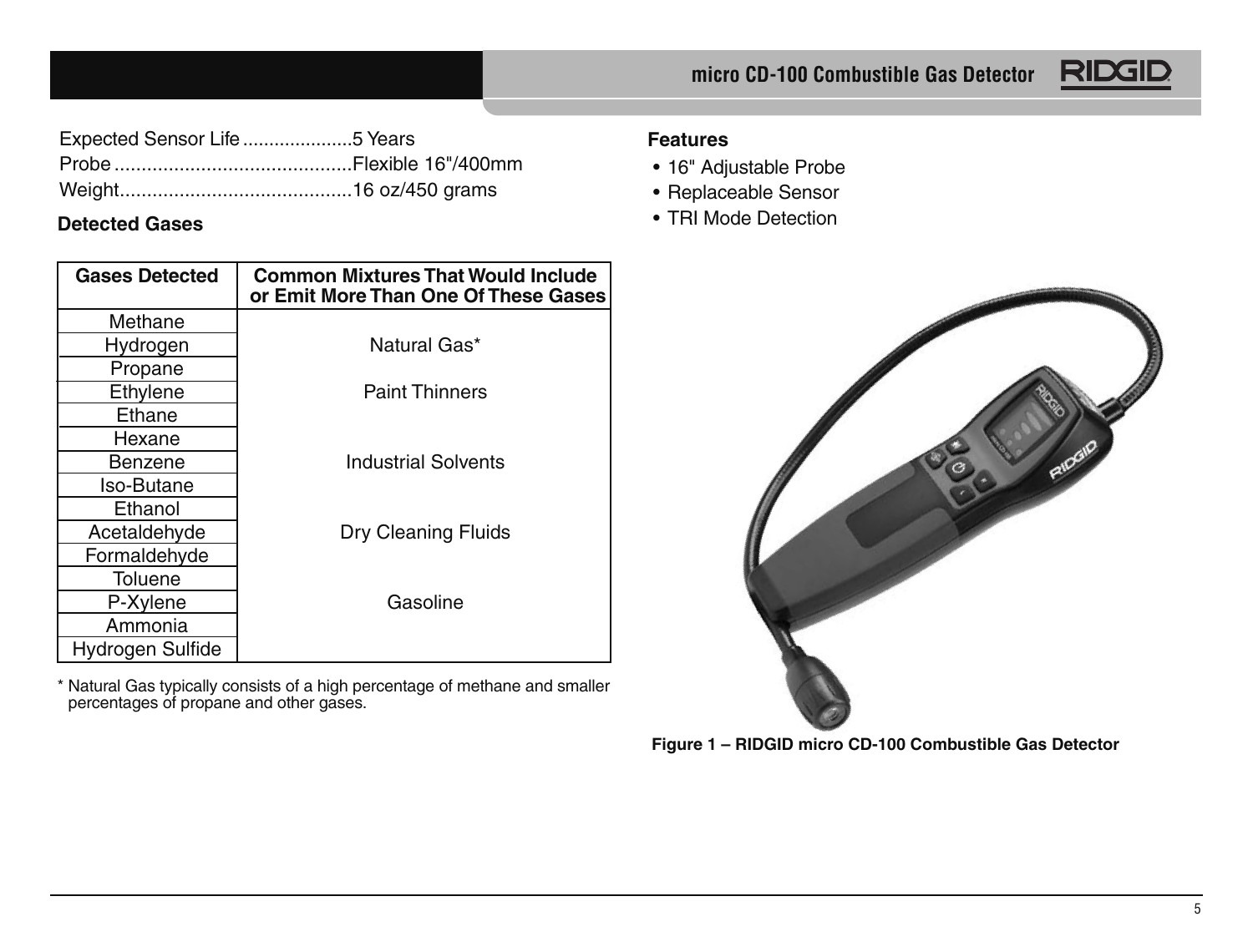Expected Sensor Life ..................... 5 Years
Probe ............................................ Flexible 16"/400mm
Weight ........................................... 16 oz/450 grams

**Detected Gases**

| Gases Detected | Common Mixtures That Would Include or Emit More Than One Of These Gases |
|---|---|
| Methane | |
| Hydrogen | Natural Gas* |
| Propane | |
| Ethylene | Paint Thinners |
| Ethane | |
| Hexane | |
| Benzene | Industrial Solvents |
| Iso-Butane | |
| Ethanol | |
| Acetaldehyde | Dry Cleaning Fluids |
| Formaldehyde | |
| Toluene | |
| P-Xylene | Gasoline |
| Ammonia | |
| Hydrogen Sulfide | |

* Natural Gas typically consists of a high percentage of methane and smaller percentages of propane and other gases.

**Features**

- 16" Adjustable Probe
- Replaceable Sensor
- TRI Mode Detection

**Figure 1 – RIDGID micro CD-100 Combustible Gas Detector**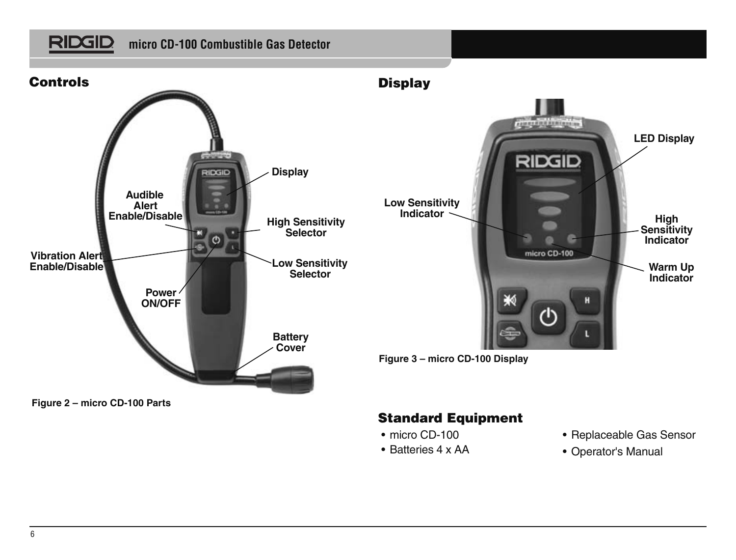## Controls

Display

Audible Alert Enable/Disable

High Sensitivity Selector

Vibration Alert Enable/Disable

Low Sensitivity Selector

Power ON/OFF

Battery Cover

**Figure 2 – micro CD-100 Parts**

## Display

LED Display

Low Sensitivity Indicator

High Sensitivity Indicator

Warm Up Indicator

**Figure 3 – micro CD-100 Display**

## Standard Equipment

- micro CD-100
- Batteries 4 x AA
- Replaceable Gas Sensor
- Operator's Manual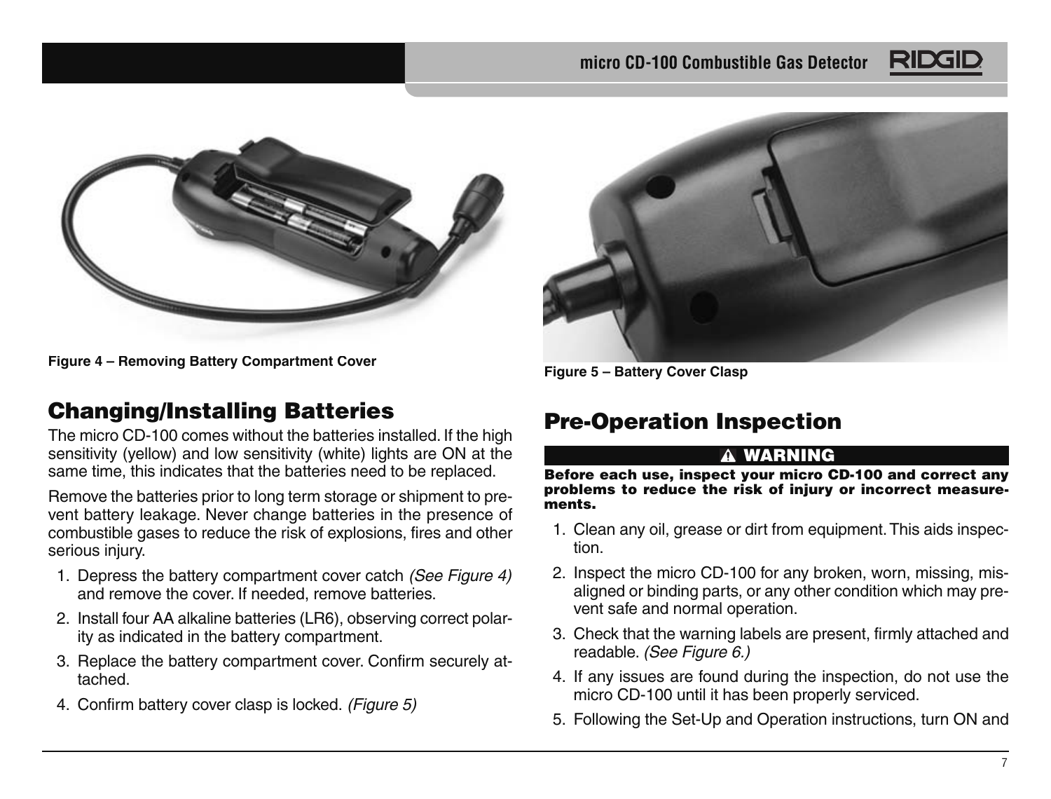Figure 4 – Removing Battery Compartment Cover

Figure 5 – Battery Cover Clasp

## Changing/Installing Batteries

The micro CD-100 comes without the batteries installed. If the high sensitivity (yellow) and low sensitivity (white) lights are ON at the same time, this indicates that the batteries need to be replaced.

Remove the batteries prior to long term storage or shipment to prevent battery leakage. Never change batteries in the presence of combustible gases to reduce the risk of explosions, fires and other serious injury.

1. Depress the battery compartment cover catch *(See Figure 4)* and remove the cover. If needed, remove batteries.
2. Install four AA alkaline batteries (LR6), observing correct polarity as indicated in the battery compartment.
3. Replace the battery compartment cover. Confirm securely attached.
4. Confirm battery cover clasp is locked. *(Figure 5)*

## Pre-Operation Inspection

**⚠ WARNING**

**Before each use, inspect your micro CD-100 and correct any problems to reduce the risk of injury or incorrect measurements.**

1. Clean any oil, grease or dirt from equipment. This aids inspection.
2. Inspect the micro CD-100 for any broken, worn, missing, misaligned or binding parts, or any other condition which may prevent safe and normal operation.
3. Check that the warning labels are present, firmly attached and readable. *(See Figure 6.)*
4. If any issues are found during the inspection, do not use the micro CD-100 until it has been properly serviced.
5. Following the Set-Up and Operation instructions, turn ON and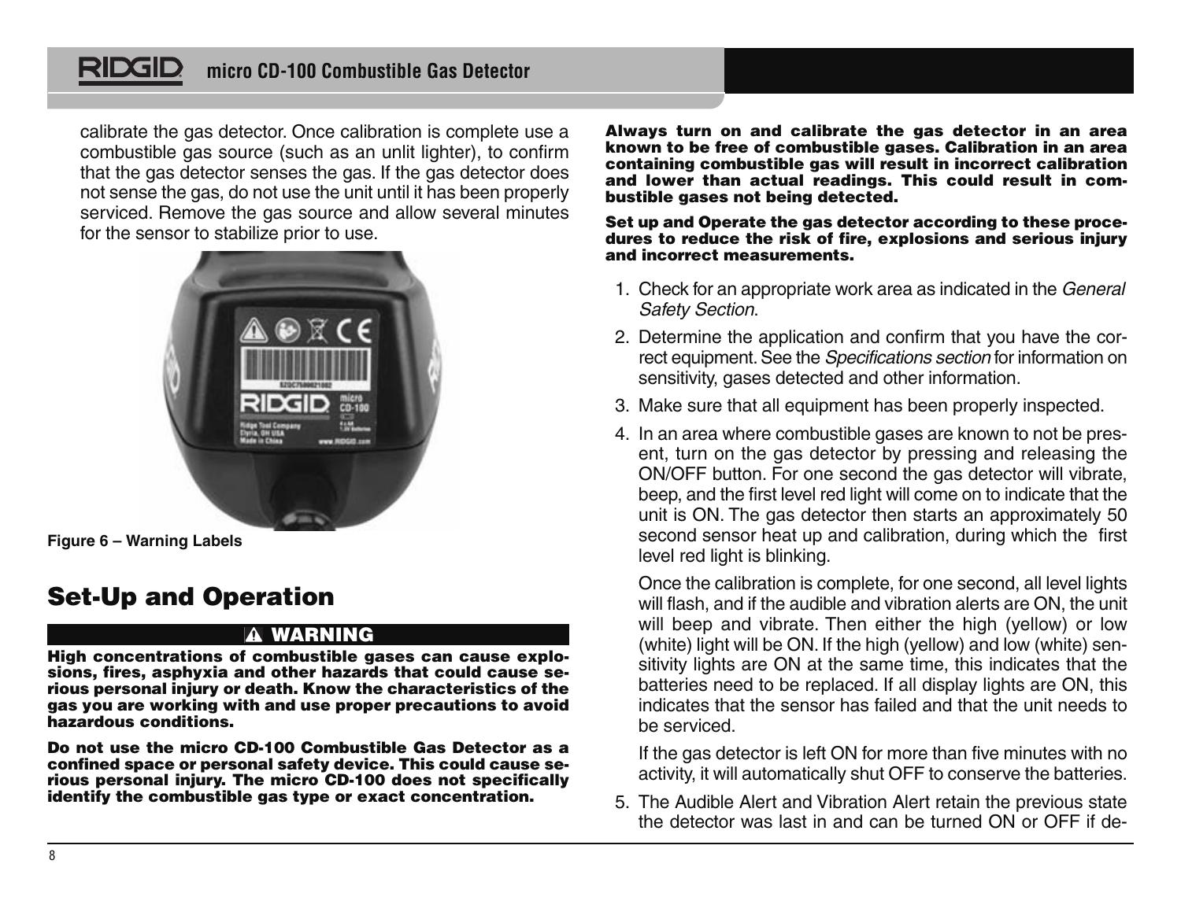calibrate the gas detector. Once calibration is complete use a combustible gas source (such as an unlit lighter), to confirm that the gas detector senses the gas. If the gas detector does not sense the gas, do not use the unit until it has been properly serviced. Remove the gas source and allow several minutes for the sensor to stabilize prior to use.

**Figure 6 – Warning Labels**

## Set-Up and Operation

**⚠ WARNING**

**High concentrations of combustible gases can cause explosions, fires, asphyxia and other hazards that could cause serious personal injury or death. Know the characteristics of the gas you are working with and use proper precautions to avoid hazardous conditions.**

**Do not use the micro CD-100 Combustible Gas Detector as a confined space or personal safety device. This could cause serious personal injury. The micro CD-100 does not specifically identify the combustible gas type or exact concentration.**

**Always turn on and calibrate the gas detector in an area known to be free of combustible gases. Calibration in an area containing combustible gas will result in incorrect calibration and lower than actual readings. This could result in combustible gases not being detected.**

**Set up and Operate the gas detector according to these procedures to reduce the risk of fire, explosions and serious injury and incorrect measurements.**

1. Check for an appropriate work area as indicated in the *General Safety Section*.
2. Determine the application and confirm that you have the correct equipment. See the *Specifications section* for information on sensitivity, gases detected and other information.
3. Make sure that all equipment has been properly inspected.
4. In an area where combustible gases are known to not be present, turn on the gas detector by pressing and releasing the ON/OFF button. For one second the gas detector will vibrate, beep, and the first level red light will come on to indicate that the unit is ON. The gas detector then starts an approximately 50 second sensor heat up and calibration, during which the first level red light is blinking.

   Once the calibration is complete, for one second, all level lights will flash, and if the audible and vibration alerts are ON, the unit will beep and vibrate. Then either the high (yellow) or low (white) light will be ON. If the high (yellow) and low (white) sensitivity lights are ON at the same time, this indicates that the batteries need to be replaced. If all display lights are ON, this indicates that the sensor has failed and that the unit needs to be serviced.

   If the gas detector is left ON for more than five minutes with no activity, it will automatically shut OFF to conserve the batteries.
5. The Audible Alert and Vibration Alert retain the previous state the detector was last in and can be turned ON or OFF if de-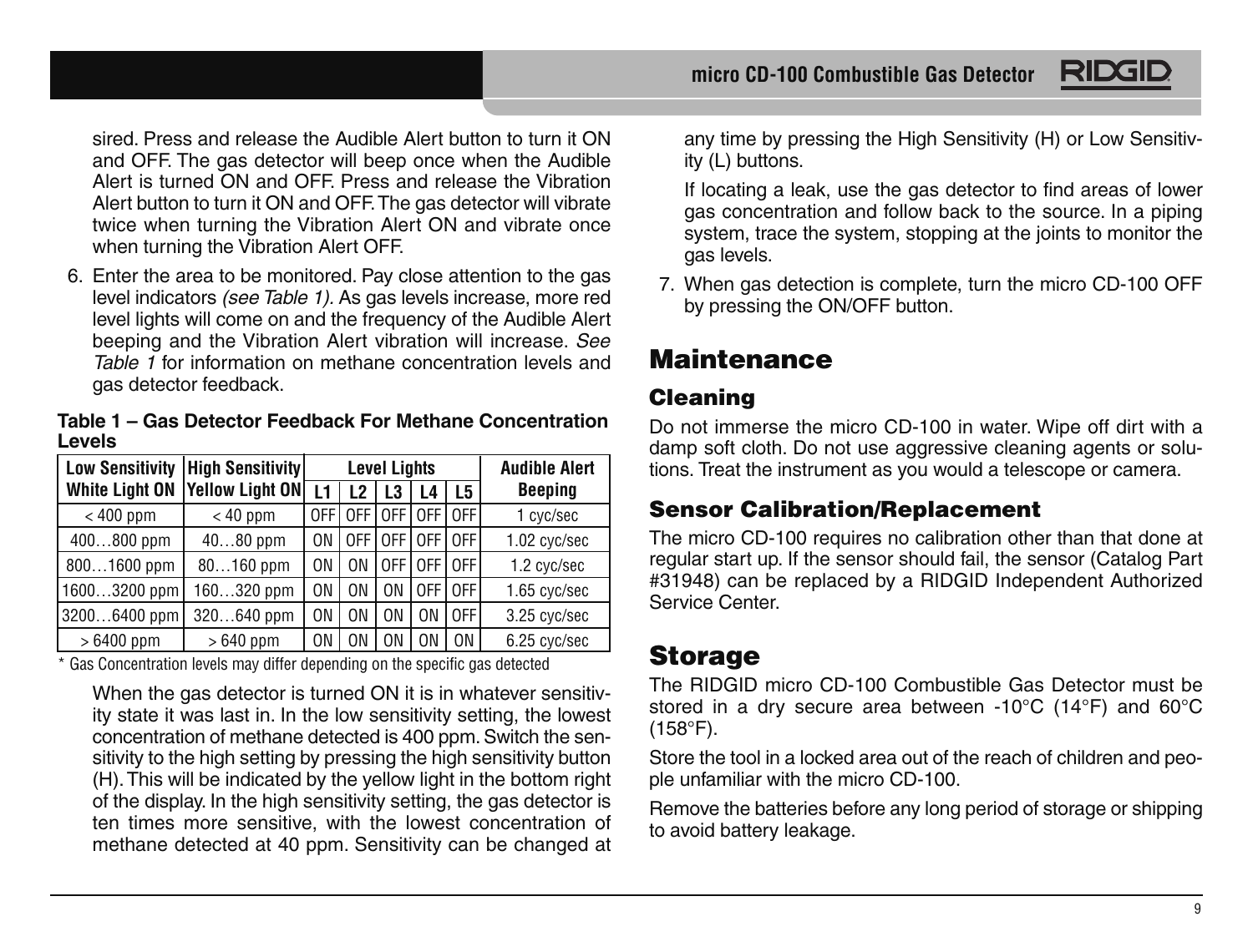sired. Press and release the Audible Alert button to turn it ON and OFF. The gas detector will beep once when the Audible Alert is turned ON and OFF. Press and release the Vibration Alert button to turn it ON and OFF. The gas detector will vibrate twice when turning the Vibration Alert ON and vibrate once when turning the Vibration Alert OFF.

6. Enter the area to be monitored. Pay close attention to the gas level indicators *(see Table 1).* As gas levels increase, more red level lights will come on and the frequency of the Audible Alert beeping and the Vibration Alert vibration will increase. *See Table 1* for information on methane concentration levels and gas detector feedback.

**Table 1 – Gas Detector Feedback For Methane Concentration Levels**

| Low Sensitivity White Light ON | High Sensitivity Yellow Light ON | Level Lights | | | | | Audible Alert Beeping |
|---|---|---|---|---|---|---|---|
| | | L1 | L2 | L3 | L4 | L5 | |
| < 400 ppm | < 40 ppm | OFF | OFF | OFF | OFF | OFF | 1 cyc/sec |
| 400…800 ppm | 40…80 ppm | ON | OFF | OFF | OFF | OFF | 1.02 cyc/sec |
| 800…1600 ppm | 80…160 ppm | ON | ON | OFF | OFF | OFF | 1.2 cyc/sec |
| 1600…3200 ppm | 160…320 ppm | ON | ON | ON | OFF | OFF | 1.65 cyc/sec |
| 3200…6400 ppm | 320…640 ppm | ON | ON | ON | ON | OFF | 3.25 cyc/sec |
| > 6400 ppm | > 640 ppm | ON | ON | ON | ON | ON | 6.25 cyc/sec |

\* Gas Concentration levels may differ depending on the specific gas detected

When the gas detector is turned ON it is in whatever sensitivity state it was last in. In the low sensitivity setting, the lowest concentration of methane detected is 400 ppm. Switch the sensitivity to the high setting by pressing the high sensitivity button (H). This will be indicated by the yellow light in the bottom right of the display. In the high sensitivity setting, the gas detector is ten times more sensitive, with the lowest concentration of methane detected at 40 ppm. Sensitivity can be changed at any time by pressing the High Sensitivity (H) or Low Sensitivity (L) buttons.

If locating a leak, use the gas detector to find areas of lower gas concentration and follow back to the source. In a piping system, trace the system, stopping at the joints to monitor the gas levels.

7. When gas detection is complete, turn the micro CD-100 OFF by pressing the ON/OFF button.

# Maintenance

## Cleaning

Do not immerse the micro CD-100 in water. Wipe off dirt with a damp soft cloth. Do not use aggressive cleaning agents or solutions. Treat the instrument as you would a telescope or camera.

## Sensor Calibration/Replacement

The micro CD-100 requires no calibration other than that done at regular start up. If the sensor should fail, the sensor (Catalog Part #31948) can be replaced by a RIDGID Independent Authorized Service Center.

# Storage

The RIDGID micro CD-100 Combustible Gas Detector must be stored in a dry secure area between -10°C (14°F) and 60°C (158°F).

Store the tool in a locked area out of the reach of children and people unfamiliar with the micro CD-100.

Remove the batteries before any long period of storage or shipping to avoid battery leakage.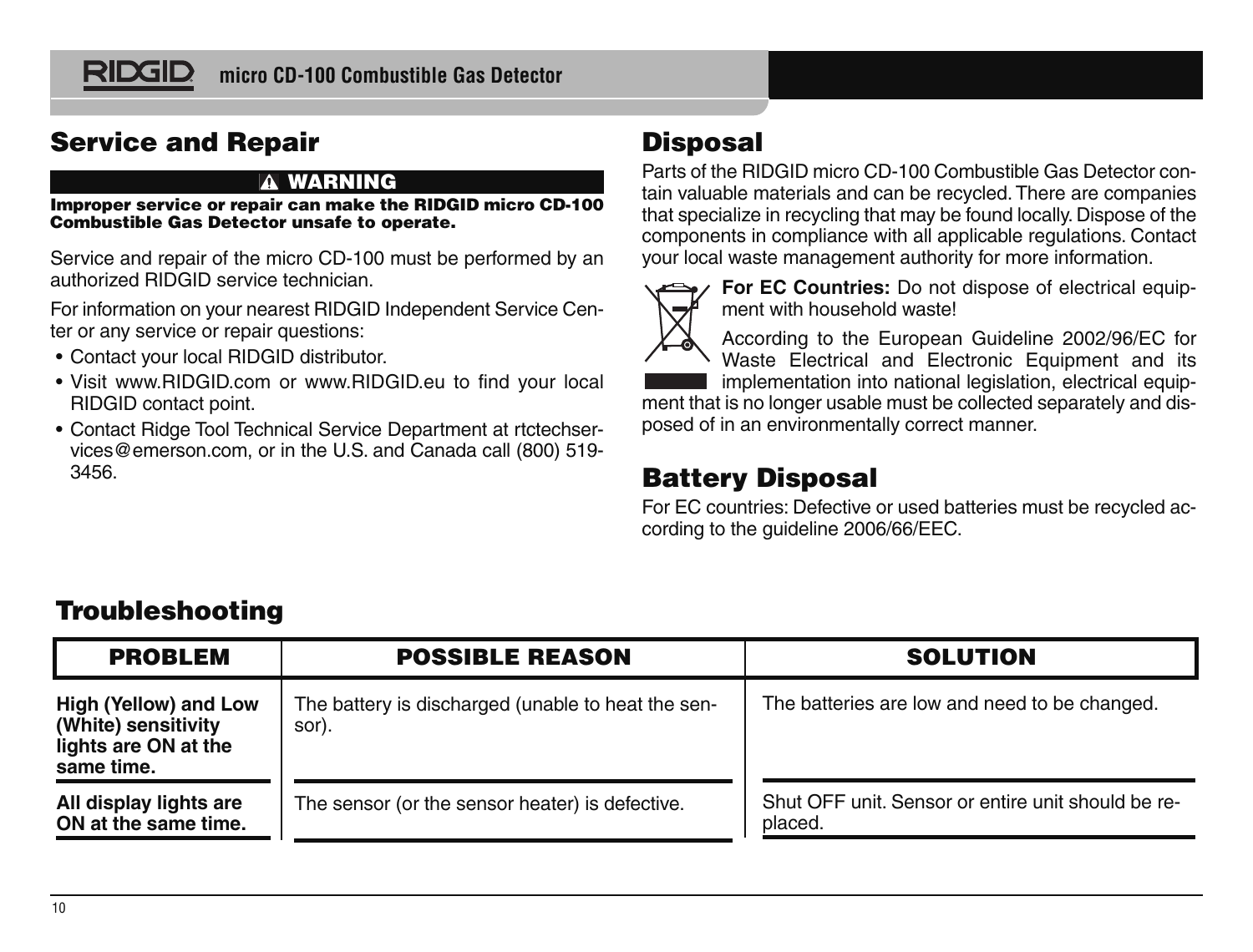## Service and Repair

**⚠ WARNING**

**Improper service or repair can make the RIDGID micro CD-100 Combustible Gas Detector unsafe to operate.**

Service and repair of the micro CD-100 must be performed by an authorized RIDGID service technician.

For information on your nearest RIDGID Independent Service Center or any service or repair questions:

- Contact your local RIDGID distributor.
- Visit www.RIDGID.com or www.RIDGID.eu to find your local RIDGID contact point.
- Contact Ridge Tool Technical Service Department at rtctechservices@emerson.com, or in the U.S. and Canada call (800) 519-3456.

## Disposal

Parts of the RIDGID micro CD-100 Combustible Gas Detector contain valuable materials and can be recycled. There are companies that specialize in recycling that may be found locally. Dispose of the components in compliance with all applicable regulations. Contact your local waste management authority for more information.

**For EC Countries:** Do not dispose of electrical equipment with household waste!

According to the European Guideline 2002/96/EC for Waste Electrical and Electronic Equipment and its implementation into national legislation, electrical equipment that is no longer usable must be collected separately and disposed of in an environmentally correct manner.

## Battery Disposal

For EC countries: Defective or used batteries must be recycled according to the guideline 2006/66/EEC.

## Troubleshooting

| PROBLEM | POSSIBLE REASON | SOLUTION |
|---|---|---|
| **High (Yellow) and Low (White) sensitivity lights are ON at the same time.** | The battery is discharged (unable to heat the sensor). | The batteries are low and need to be changed. |
| **All display lights are ON at the same time.** | The sensor (or the sensor heater) is defective. | Shut OFF unit. Sensor or entire unit should be replaced. |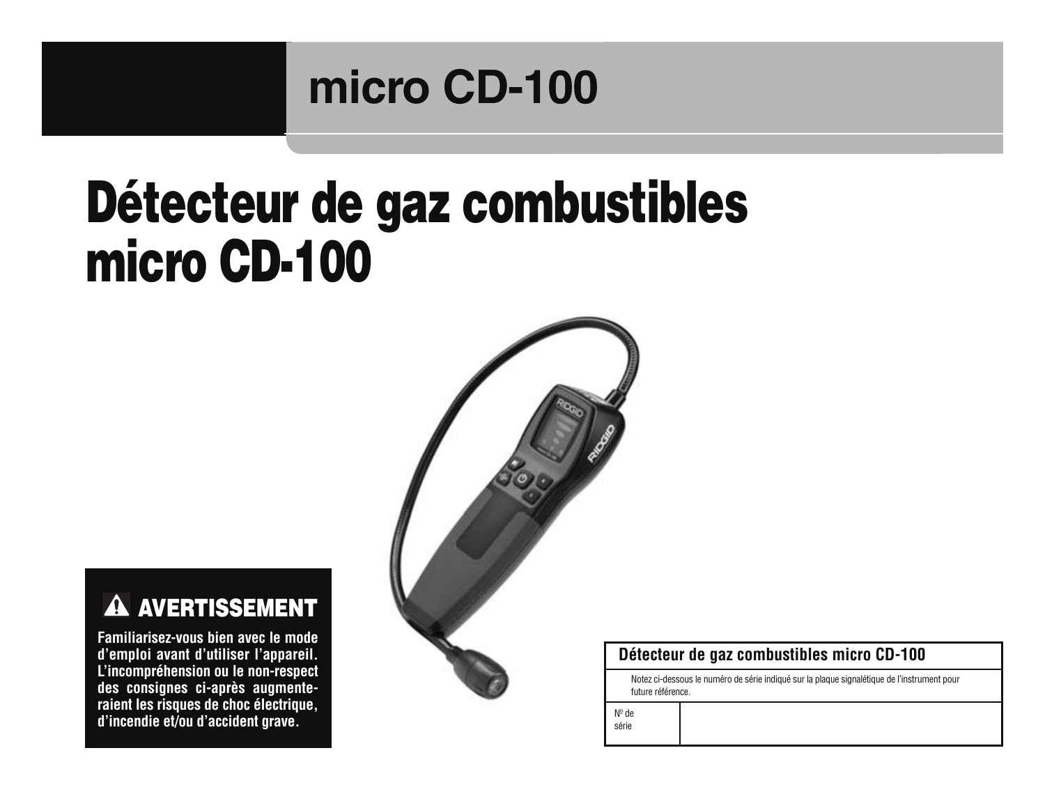# micro CD-100

# Détecteur de gaz combustibles micro CD-100

## ⚠ AVERTISSEMENT

**Familiarisez-vous bien avec le mode d'emploi avant d'utiliser l'appareil. L'incompréhension ou le non-respect des consignes ci-après augmenteraient les risques de choc électrique, d'incendie et/ou d'accident grave.**

| Détecteur de gaz combustibles micro CD-100 | |
|---|---|
| Notez ci-dessous le numéro de série indiqué sur la plaque signalétique de l'instrument pour future référence. | |
| Nº de série | |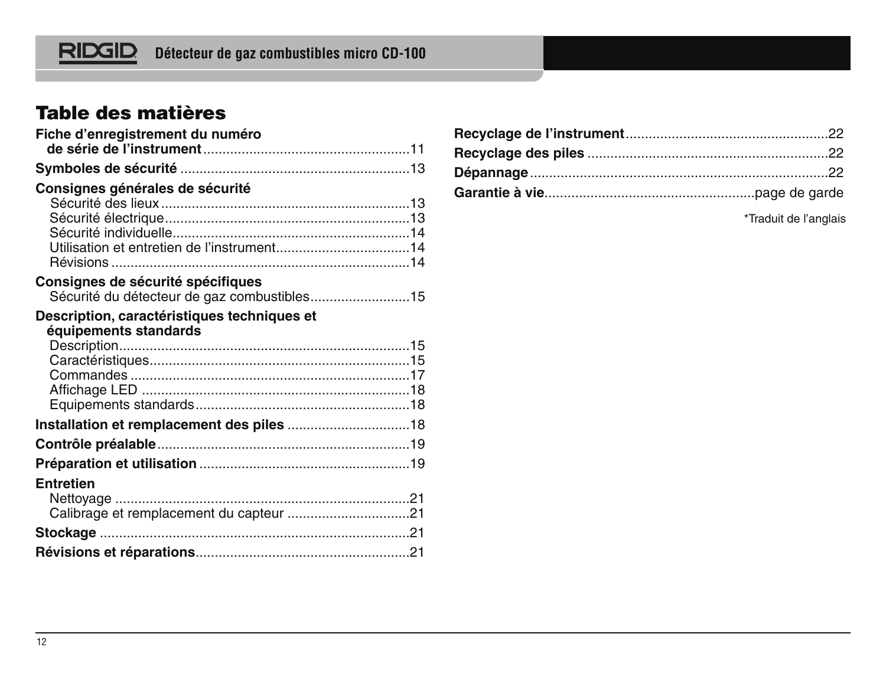# Table des matières

**Fiche d'enregistrement du numéro de série de l'instrument** ....................11

**Symboles de sécurité** ....................13

**Consignes générales de sécurité**
- Sécurité des lieux ....................13
- Sécurité électrique ....................13
- Sécurité individuelle ....................14
- Utilisation et entretien de l'instrument ....................14
- Révisions ....................14

**Consignes de sécurité spécifiques**
- Sécurité du détecteur de gaz combustibles ....................15

**Description, caractéristiques techniques et équipements standards**
- Description ....................15
- Caractéristiques ....................15
- Commandes ....................17
- Affichage LED ....................18
- Equipements standards ....................18

**Installation et remplacement des piles** ....................18

**Contrôle préalable** ....................19

**Préparation et utilisation** ....................19

**Entretien**
- Nettoyage ....................21
- Calibrage et remplacement du capteur ....................21

**Stockage** ....................21

**Révisions et réparations** ....................21

**Recyclage de l'instrument** ....................22

**Recyclage des piles** ....................22

**Dépannage** ....................22

**Garantie à vie** ....................page de garde

*Traduit de l'anglais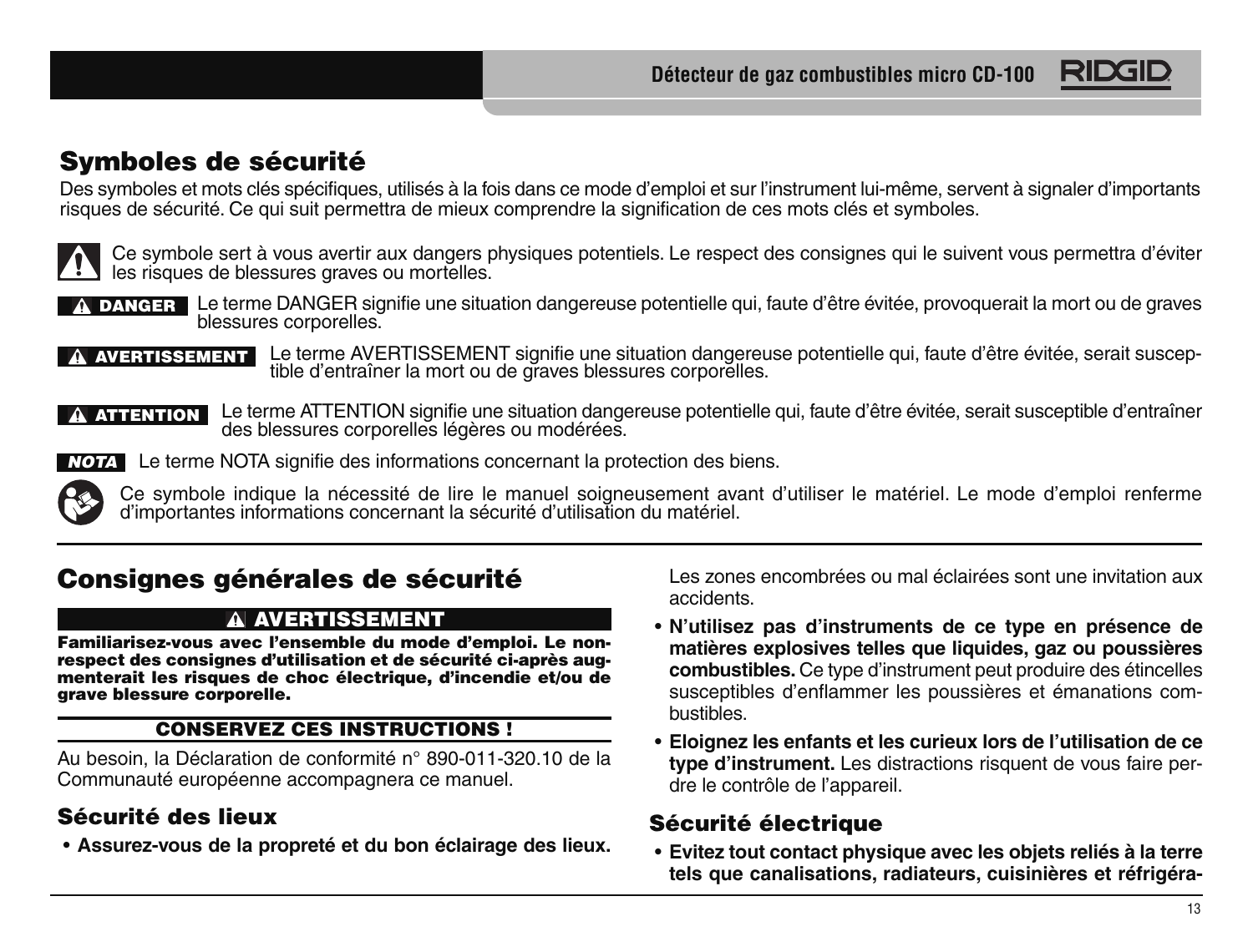## Symboles de sécurité

Des symboles et mots clés spécifiques, utilisés à la fois dans ce mode d'emploi et sur l'instrument lui-même, servent à signaler d'importants risques de sécurité. Ce qui suit permettra de mieux comprendre la signification de ces mots clés et symboles.

Ce symbole sert à vous avertir aux dangers physiques potentiels. Le respect des consignes qui le suivent vous permettra d'éviter les risques de blessures graves ou mortelles.

**DANGER** Le terme DANGER signifie une situation dangereuse potentielle qui, faute d'être évitée, provoquerait la mort ou de graves blessures corporelles.

**AVERTISSEMENT** Le terme AVERTISSEMENT signifie une situation dangereuse potentielle qui, faute d'être évitée, serait susceptible d'entraîner la mort ou de graves blessures corporelles.

**ATTENTION** Le terme ATTENTION signifie une situation dangereuse potentielle qui, faute d'être évitée, serait susceptible d'entraîner des blessures corporelles légères ou modérées.

***NOTA*** Le terme NOTA signifie des informations concernant la protection des biens.

Ce symbole indique la nécessité de lire le manuel soigneusement avant d'utiliser le matériel. Le mode d'emploi renferme d'importantes informations concernant la sécurité d'utilisation du matériel.

## Consignes générales de sécurité

**AVERTISSEMENT**

**Familiarisez-vous avec l'ensemble du mode d'emploi. Le non-respect des consignes d'utilisation et de sécurité ci-après augmenterait les risques de choc électrique, d'incendie et/ou de grave blessure corporelle.**

**CONSERVEZ CES INSTRUCTIONS !**

Au besoin, la Déclaration de conformité n° 890-011-320.10 de la Communauté européenne accompagnera ce manuel.

### Sécurité des lieux

- **Assurez-vous de la propreté et du bon éclairage des lieux.** Les zones encombrées ou mal éclairées sont une invitation aux accidents.
- **N'utilisez pas d'instruments de ce type en présence de matières explosives telles que liquides, gaz ou poussières combustibles.** Ce type d'instrument peut produire des étincelles susceptibles d'enflammer les poussières et émanations combustibles.
- **Eloignez les enfants et les curieux lors de l'utilisation de ce type d'instrument.** Les distractions risquent de vous faire perdre le contrôle de l'appareil.

### Sécurité électrique

- **Evitez tout contact physique avec les objets reliés à la terre tels que canalisations, radiateurs, cuisinières et réfrigéra-**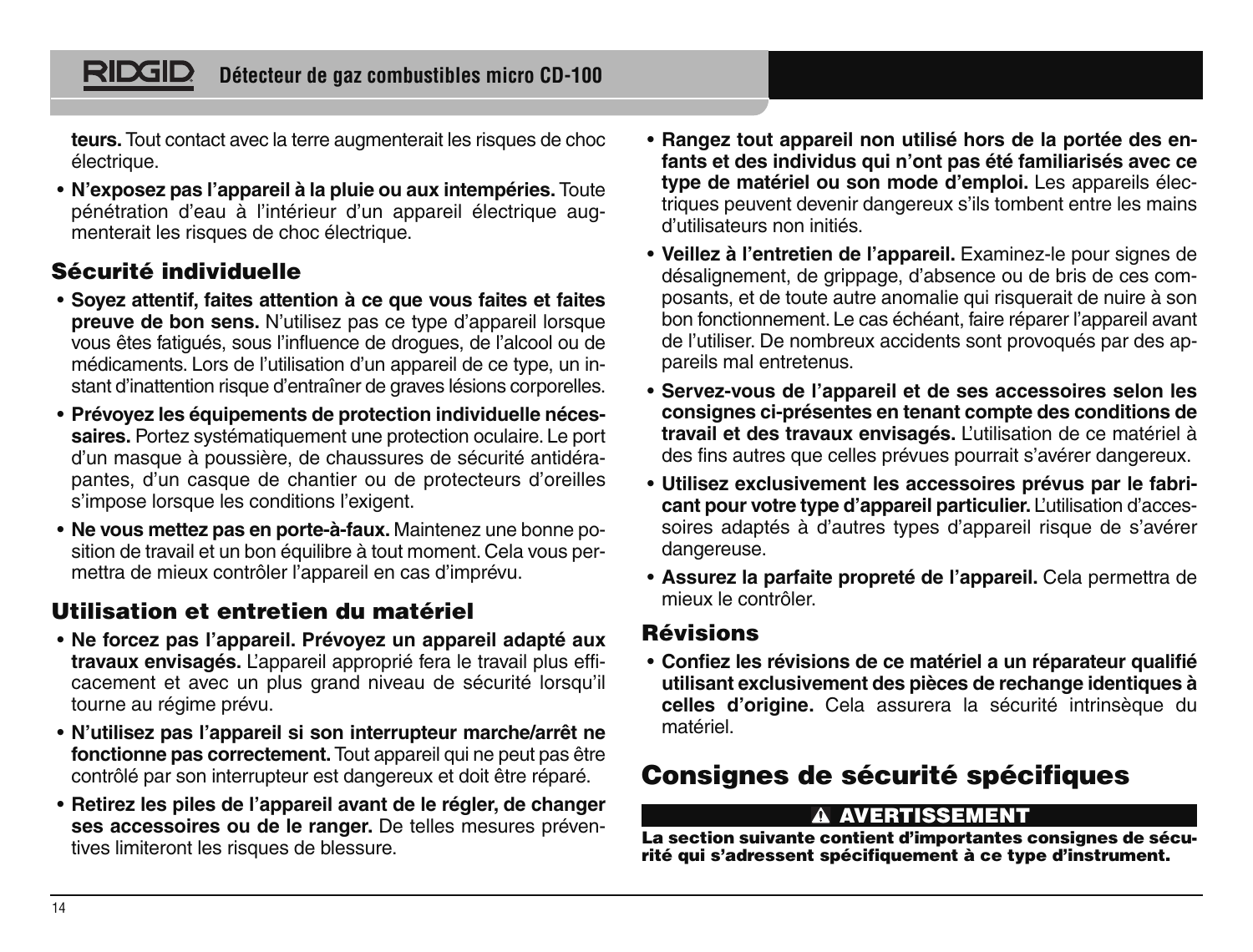**teurs.** Tout contact avec la terre augmenterait les risques de choc électrique.

- **N'exposez pas l'appareil à la pluie ou aux intempéries.** Toute pénétration d'eau à l'intérieur d'un appareil électrique augmenterait les risques de choc électrique.

## Sécurité individuelle

- **Soyez attentif, faites attention à ce que vous faites et faites preuve de bon sens.** N'utilisez pas ce type d'appareil lorsque vous êtes fatigués, sous l'influence de drogues, de l'alcool ou de médicaments. Lors de l'utilisation d'un appareil de ce type, un instant d'inattention risque d'entraîner de graves lésions corporelles.
- **Prévoyez les équipements de protection individuelle nécessaires.** Portez systématiquement une protection oculaire. Le port d'un masque à poussière, de chaussures de sécurité antidérapantes, d'un casque de chantier ou de protecteurs d'oreilles s'impose lorsque les conditions l'exigent.
- **Ne vous mettez pas en porte-à-faux.** Maintenez une bonne position de travail et un bon équilibre à tout moment. Cela vous permettra de mieux contrôler l'appareil en cas d'imprévu.

## Utilisation et entretien du matériel

- **Ne forcez pas l'appareil. Prévoyez un appareil adapté aux travaux envisagés.** L'appareil approprié fera le travail plus efficacement et avec un plus grand niveau de sécurité lorsqu'il tourne au régime prévu.
- **N'utilisez pas l'appareil si son interrupteur marche/arrêt ne fonctionne pas correctement.** Tout appareil qui ne peut pas être contrôlé par son interrupteur est dangereux et doit être réparé.
- **Retirez les piles de l'appareil avant de le régler, de changer ses accessoires ou de le ranger.** De telles mesures préventives limiteront les risques de blessure.
- **Rangez tout appareil non utilisé hors de la portée des enfants et des individus qui n'ont pas été familiarisés avec ce type de matériel ou son mode d'emploi.** Les appareils électriques peuvent devenir dangereux s'ils tombent entre les mains d'utilisateurs non initiés.
- **Veillez à l'entretien de l'appareil.** Examinez-le pour signes de désalignement, de grippage, d'absence ou de bris de ces composants, et de toute autre anomalie qui risquerait de nuire à son bon fonctionnement. Le cas échéant, faire réparer l'appareil avant de l'utiliser. De nombreux accidents sont provoqués par des appareils mal entretenus.
- **Servez-vous de l'appareil et de ses accessoires selon les consignes ci-présentes en tenant compte des conditions de travail et des travaux envisagés.** L'utilisation de ce matériel à des fins autres que celles prévues pourrait s'avérer dangereux.
- **Utilisez exclusivement les accessoires prévus par le fabricant pour votre type d'appareil particulier.** L'utilisation d'accessoires adaptés à d'autres types d'appareil risque de s'avérer dangereuse.
- **Assurez la parfaite propreté de l'appareil.** Cela permettra de mieux le contrôler.

## Révisions

- **Confiez les révisions de ce matériel a un réparateur qualifié utilisant exclusivement des pièces de rechange identiques à celles d'origine.** Cela assurera la sécurité intrinsèque du matériel.

# Consignes de sécurité spécifiques

**⚠ AVERTISSEMENT**

**La section suivante contient d'importantes consignes de sécurité qui s'adressent spécifiquement à ce type d'instrument.**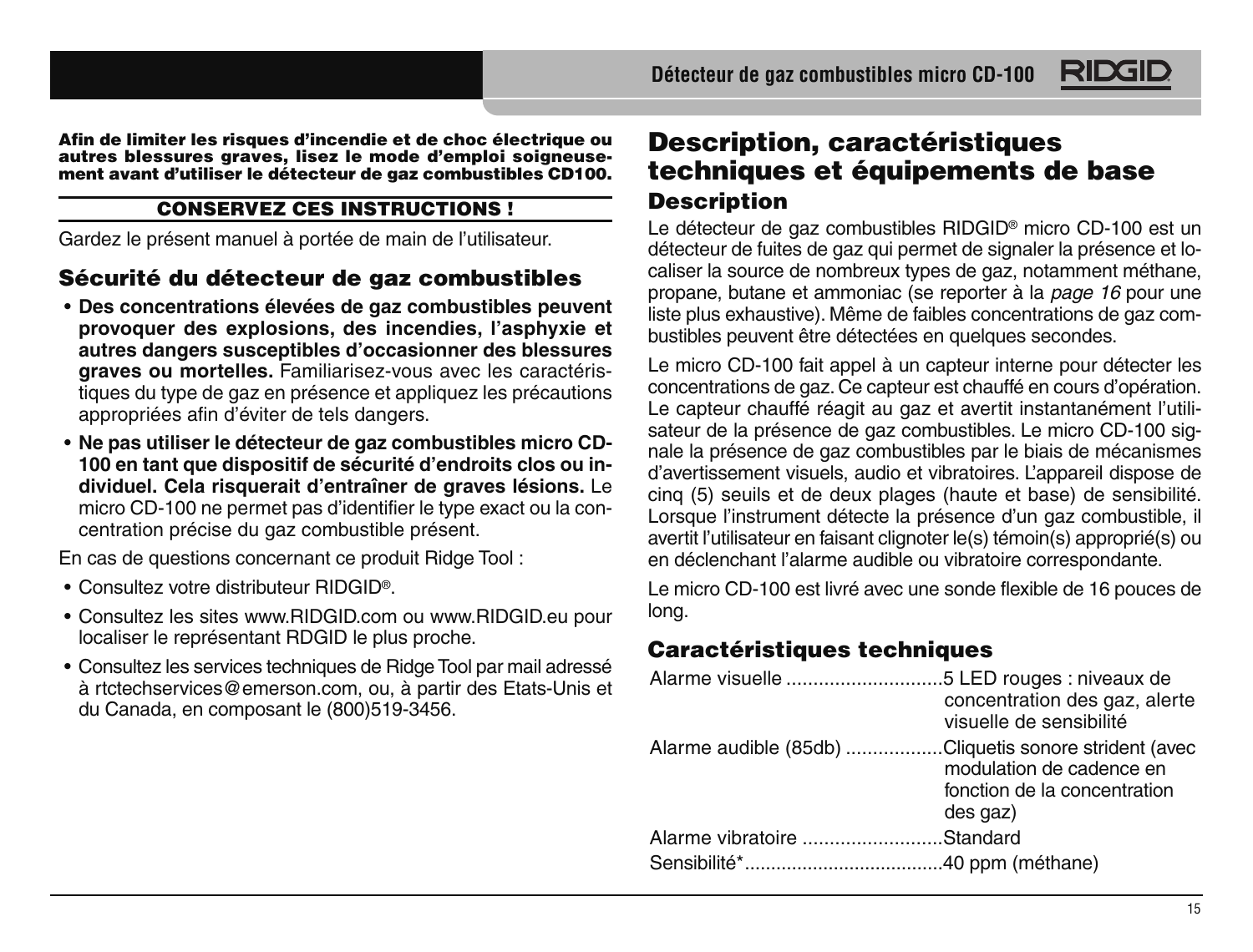**Afin de limiter les risques d'incendie et de choc électrique ou autres blessures graves, lisez le mode d'emploi soigneusement avant d'utiliser le détecteur de gaz combustibles CD100.**

**CONSERVEZ CES INSTRUCTIONS !**

Gardez le présent manuel à portée de main de l'utilisateur.

## Sécurité du détecteur de gaz combustibles

- **Des concentrations élevées de gaz combustibles peuvent provoquer des explosions, des incendies, l'asphyxie et autres dangers susceptibles d'occasionner des blessures graves ou mortelles.** Familiarisez-vous avec les caractéristiques du type de gaz en présence et appliquez les précautions appropriées afin d'éviter de tels dangers.
- **Ne pas utiliser le détecteur de gaz combustibles micro CD-100 en tant que dispositif de sécurité d'endroits clos ou individuel. Cela risquerait d'entraîner de graves lésions.** Le micro CD-100 ne permet pas d'identifier le type exact ou la concentration précise du gaz combustible présent.

En cas de questions concernant ce produit Ridge Tool :

- Consultez votre distributeur RIDGID®.
- Consultez les sites www.RIDGID.com ou www.RIDGID.eu pour localiser le représentant RDGID le plus proche.
- Consultez les services techniques de Ridge Tool par mail adressé à rtctechservices@emerson.com, ou, à partir des Etats-Unis et du Canada, en composant le (800)519-3456.

# Description, caractéristiques techniques et équipements de base

## Description

Le détecteur de gaz combustibles RIDGID® micro CD-100 est un détecteur de fuites de gaz qui permet de signaler la présence et localiser la source de nombreux types de gaz, notamment méthane, propane, butane et ammoniac (se reporter à la *page 16* pour une liste plus exhaustive). Même de faibles concentrations de gaz combustibles peuvent être détectées en quelques secondes.

Le micro CD-100 fait appel à un capteur interne pour détecter les concentrations de gaz. Ce capteur est chauffé en cours d'opération. Le capteur chauffé réagit au gaz et avertit instantanément l'utilisateur de la présence de gaz combustibles. Le micro CD-100 signale la présence de gaz combustibles par le biais de mécanismes d'avertissement visuels, audio et vibratoires. L'appareil dispose de cinq (5) seuils et de deux plages (haute et base) de sensibilité. Lorsque l'instrument détecte la présence d'un gaz combustible, il avertit l'utilisateur en faisant clignoter le(s) témoin(s) approprié(s) ou en déclenchant l'alarme audible ou vibratoire correspondante.

Le micro CD-100 est livré avec une sonde flexible de 16 pouces de long.

## Caractéristiques techniques

Alarme visuelle .............................5 LED rouges : niveaux de concentration des gaz, alerte visuelle de sensibilité

Alarme audible (85db) ..................Cliquetis sonore strident (avec modulation de cadence en fonction de la concentration des gaz)

Alarme vibratoire ..........................Standard

Sensibilité*.....................................40 ppm (méthane)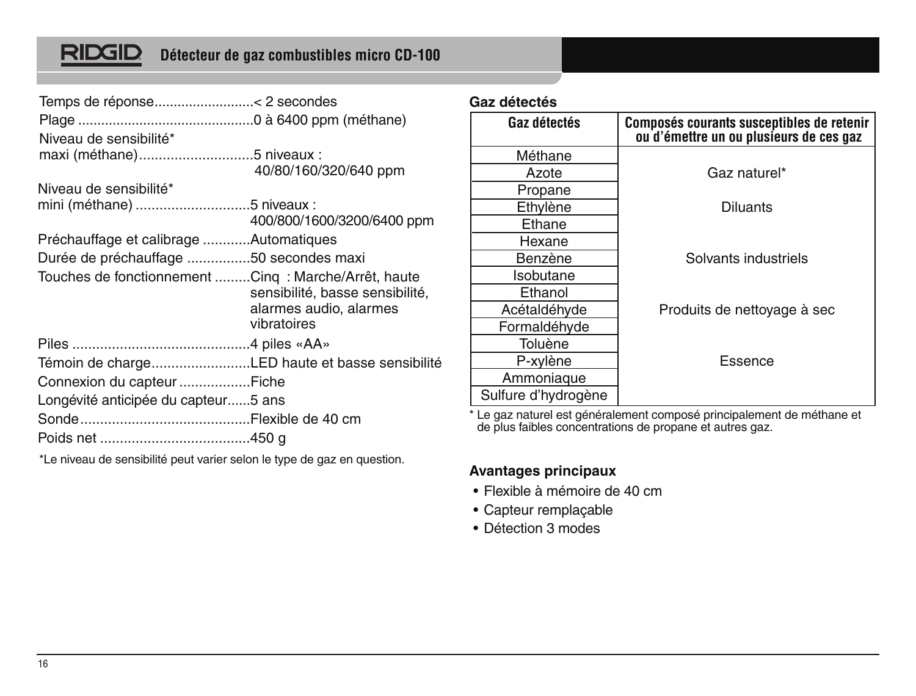| | |
|---|---|
| Temps de réponse | < 2 secondes |
| Plage | 0 à 6400 ppm (méthane) |
| Niveau de sensibilité* maxi (méthane) | 5 niveaux : 40/80/160/320/640 ppm |
| Niveau de sensibilité* mini (méthane) | 5 niveaux : 400/800/1600/3200/6400 ppm |
| Préchauffage et calibrage | Automatiques |
| Durée de préchauffage | 50 secondes maxi |
| Touches de fonctionnement | Cinq : Marche/Arrêt, haute sensibilité, basse sensibilité, alarmes audio, alarmes vibratoires |
| Piles | 4 piles «AA» |
| Témoin de charge | LED haute et basse sensibilité |
| Connexion du capteur | Fiche |
| Longévité anticipée du capteur | 5 ans |
| Sonde | Flexible de 40 cm |
| Poids net | 450 g |

*Le niveau de sensibilité peut varier selon le type de gaz en question.

**Gaz détectés**

| Gaz détectés | Composés courants susceptibles de retenir ou d'émettre un ou plusieurs de ces gaz |
|---|---|
| Méthane | |
| Azote | Gaz naturel* |
| Propane | |
| Ethylène | Diluants |
| Ethane | |
| Hexane | |
| Benzène | Solvants industriels |
| Isobutane | |
| Ethanol | |
| Acétaldéhyde | Produits de nettoyage à sec |
| Formaldéhyde | |
| Toluène | |
| P-xylène | Essence |
| Ammoniaque | |
| Sulfure d'hydrogène | |

* Le gaz naturel est généralement composé principalement de méthane et de plus faibles concentrations de propane et autres gaz.

**Avantages principaux**

- Flexible à mémoire de 40 cm
- Capteur remplaçable
- Détection 3 modes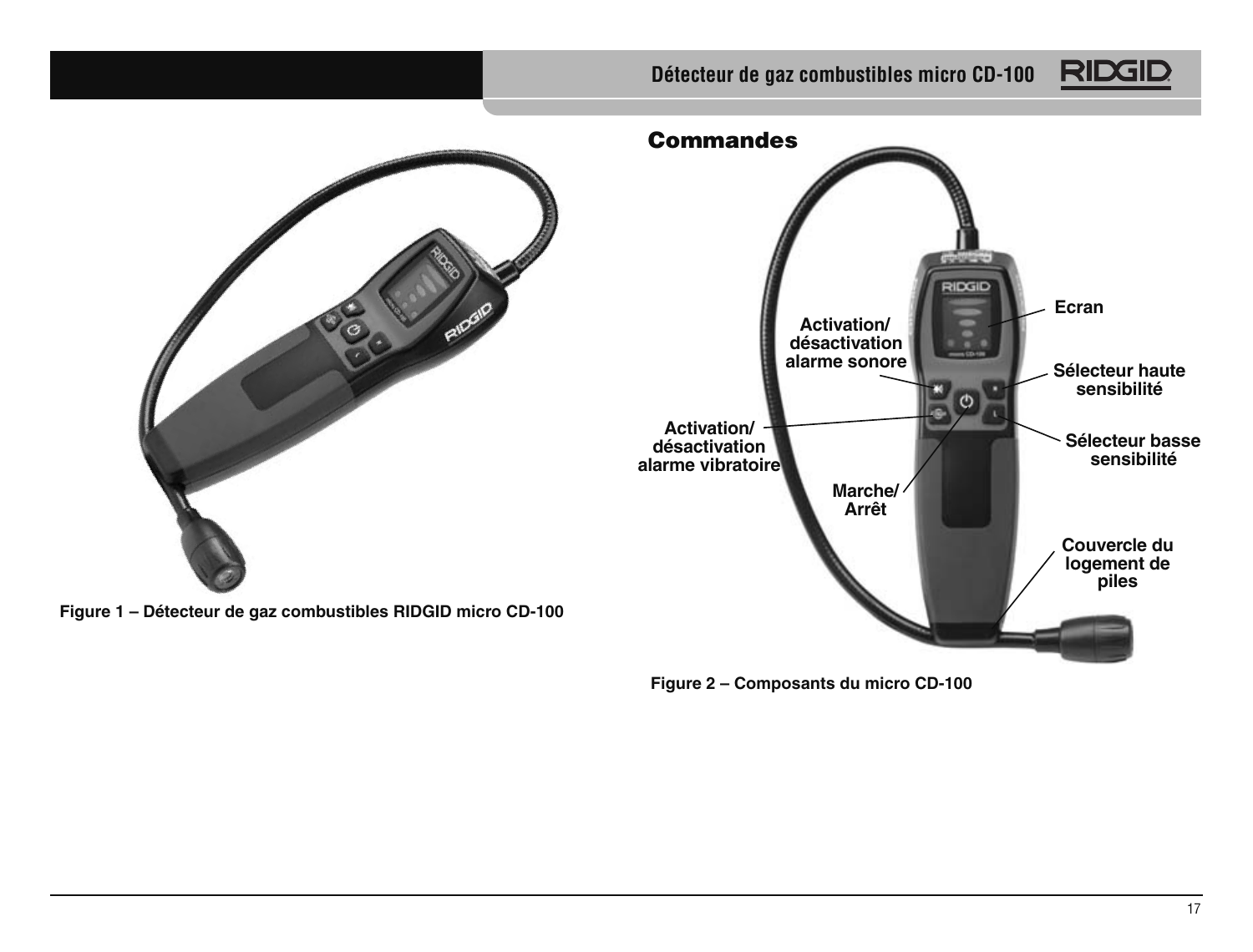Figure 1 – Détecteur de gaz combustibles RIDGID micro CD-100

## Commandes

Figure 2 – Composants du micro CD-100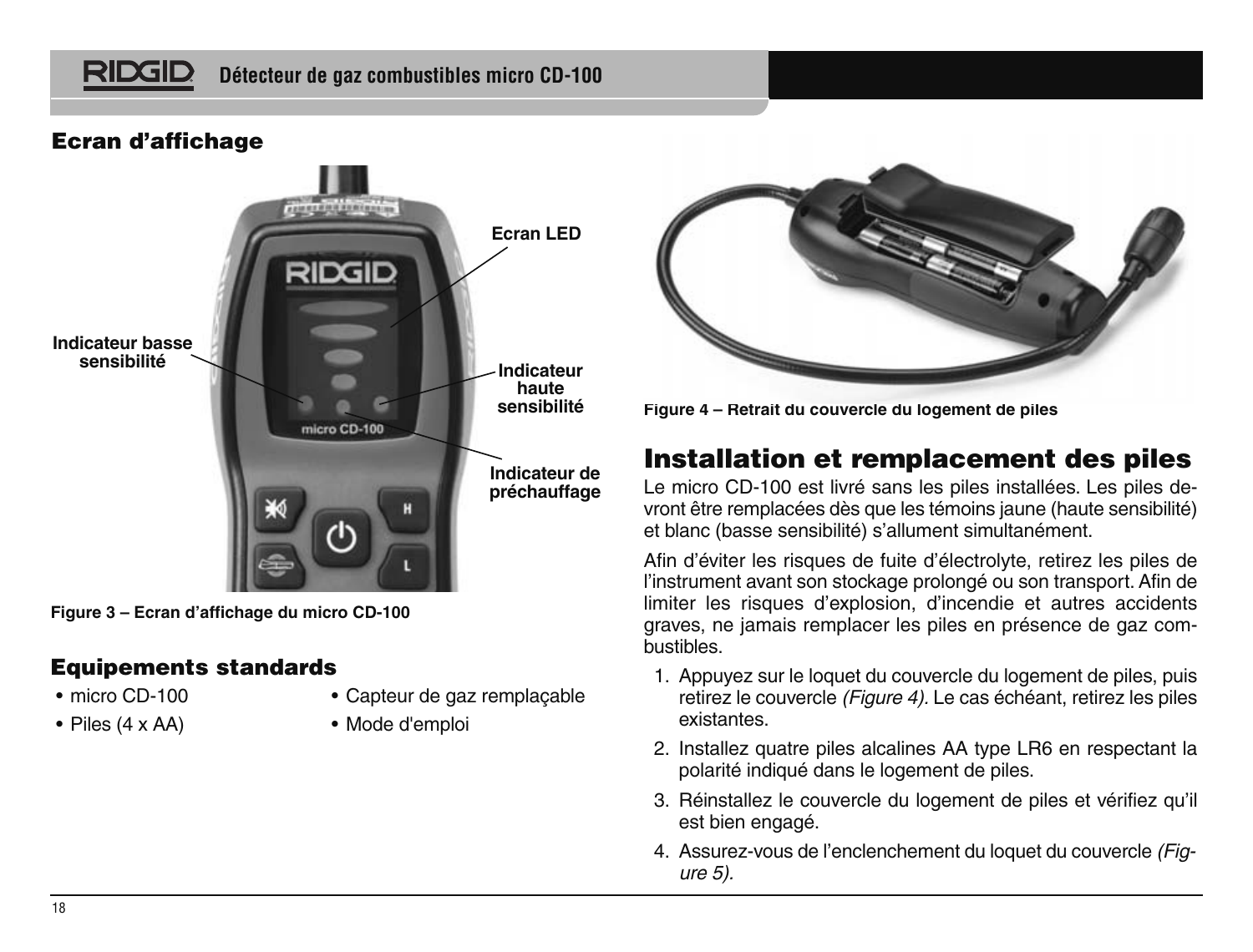## Ecran d'affichage

Ecran LED

Indicateur basse sensibilité

Indicateur haute sensibilité

Indicateur de préchauffage

Figure 3 – Ecran d'affichage du micro CD-100

## Equipements standards

- micro CD-100
- Piles (4 x AA)
- Capteur de gaz remplaçable
- Mode d'emploi

Figure 4 – Retrait du couvercle du logement de piles

# Installation et remplacement des piles

Le micro CD-100 est livré sans les piles installées. Les piles devront être remplacées dès que les témoins jaune (haute sensibilité) et blanc (basse sensibilité) s'allument simultanément.

Afin d'éviter les risques de fuite d'électrolyte, retirez les piles de l'instrument avant son stockage prolongé ou son transport. Afin de limiter les risques d'explosion, d'incendie et autres accidents graves, ne jamais remplacer les piles en présence de gaz combustibles.

1. Appuyez sur le loquet du couvercle du logement de piles, puis retirez le couvercle *(Figure 4).* Le cas échéant, retirez les piles existantes.
2. Installez quatre piles alcalines AA type LR6 en respectant la polarité indiqué dans le logement de piles.
3. Réinstallez le couvercle du logement de piles et vérifiez qu'il est bien engagé.
4. Assurez-vous de l'enclenchement du loquet du couvercle *(Figure 5).*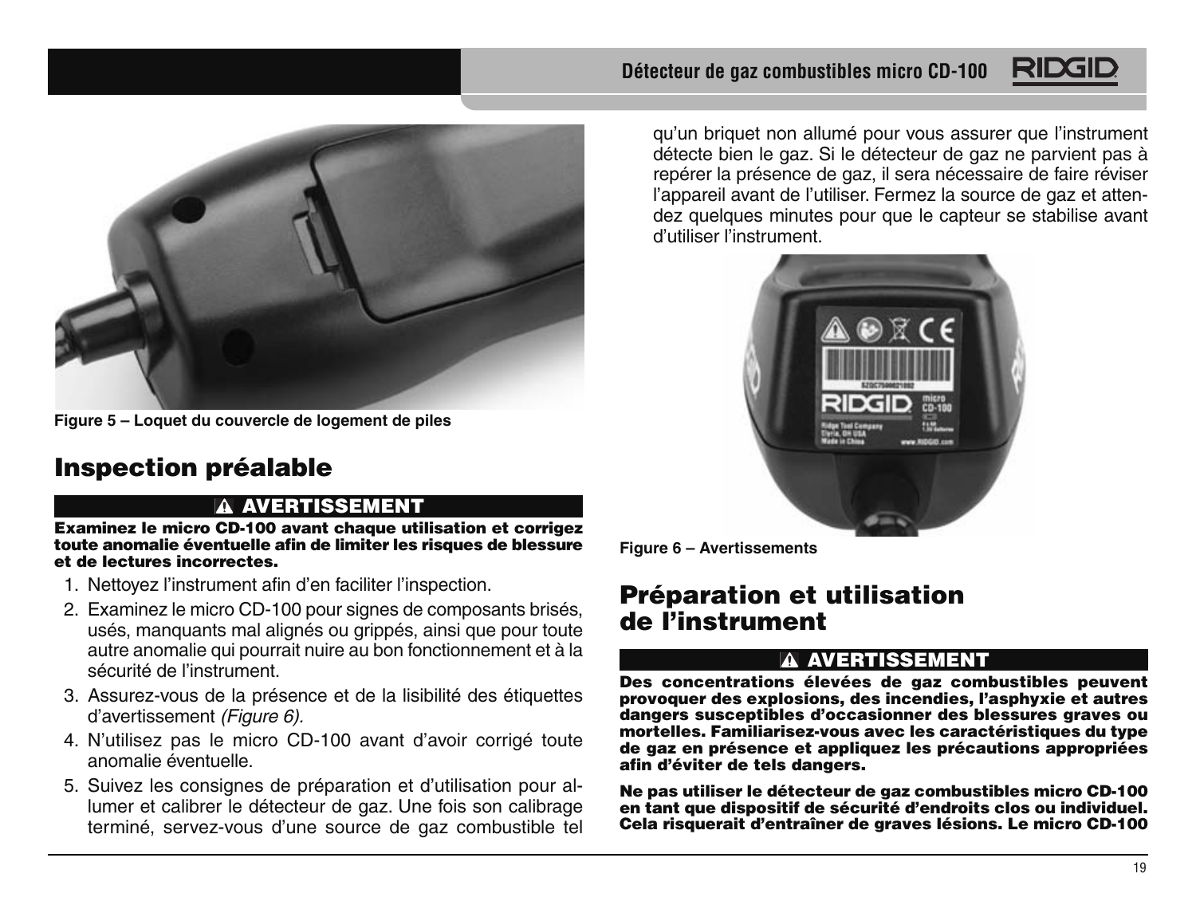Figure 5 – Loquet du couvercle de logement de piles

## Inspection préalable

**⚠ AVERTISSEMENT**

**Examinez le micro CD-100 avant chaque utilisation et corrigez toute anomalie éventuelle afin de limiter les risques de blessure et de lectures incorrectes.**

1. Nettoyez l'instrument afin d'en faciliter l'inspection.
2. Examinez le micro CD-100 pour signes de composants brisés, usés, manquants mal alignés ou grippés, ainsi que pour toute autre anomalie qui pourrait nuire au bon fonctionnement et à la sécurité de l'instrument.
3. Assurez-vous de la présence et de la lisibilité des étiquettes d'avertissement *(Figure 6).*
4. N'utilisez pas le micro CD-100 avant d'avoir corrigé toute anomalie éventuelle.
5. Suivez les consignes de préparation et d'utilisation pour allumer et calibrer le détecteur de gaz. Une fois son calibrage terminé, servez-vous d'une source de gaz combustible tel qu'un briquet non allumé pour vous assurer que l'instrument détecte bien le gaz. Si le détecteur de gaz ne parvient pas à repérer la présence de gaz, il sera nécessaire de faire réviser l'appareil avant de l'utiliser. Fermez la source de gaz et attendez quelques minutes pour que le capteur se stabilise avant d'utiliser l'instrument.

Figure 6 – Avertissements

## Préparation et utilisation de l'instrument

**⚠ AVERTISSEMENT**

**Des concentrations élevées de gaz combustibles peuvent provoquer des explosions, des incendies, l'asphyxie et autres dangers susceptibles d'occasionner des blessures graves ou mortelles. Familiarisez-vous avec les caractéristiques du type de gaz en présence et appliquez les précautions appropriées afin d'éviter de tels dangers.**

**Ne pas utiliser le détecteur de gaz combustibles micro CD-100 en tant que dispositif de sécurité d'endroits clos ou individuel. Cela risquerait d'entraîner de graves lésions. Le micro CD-100**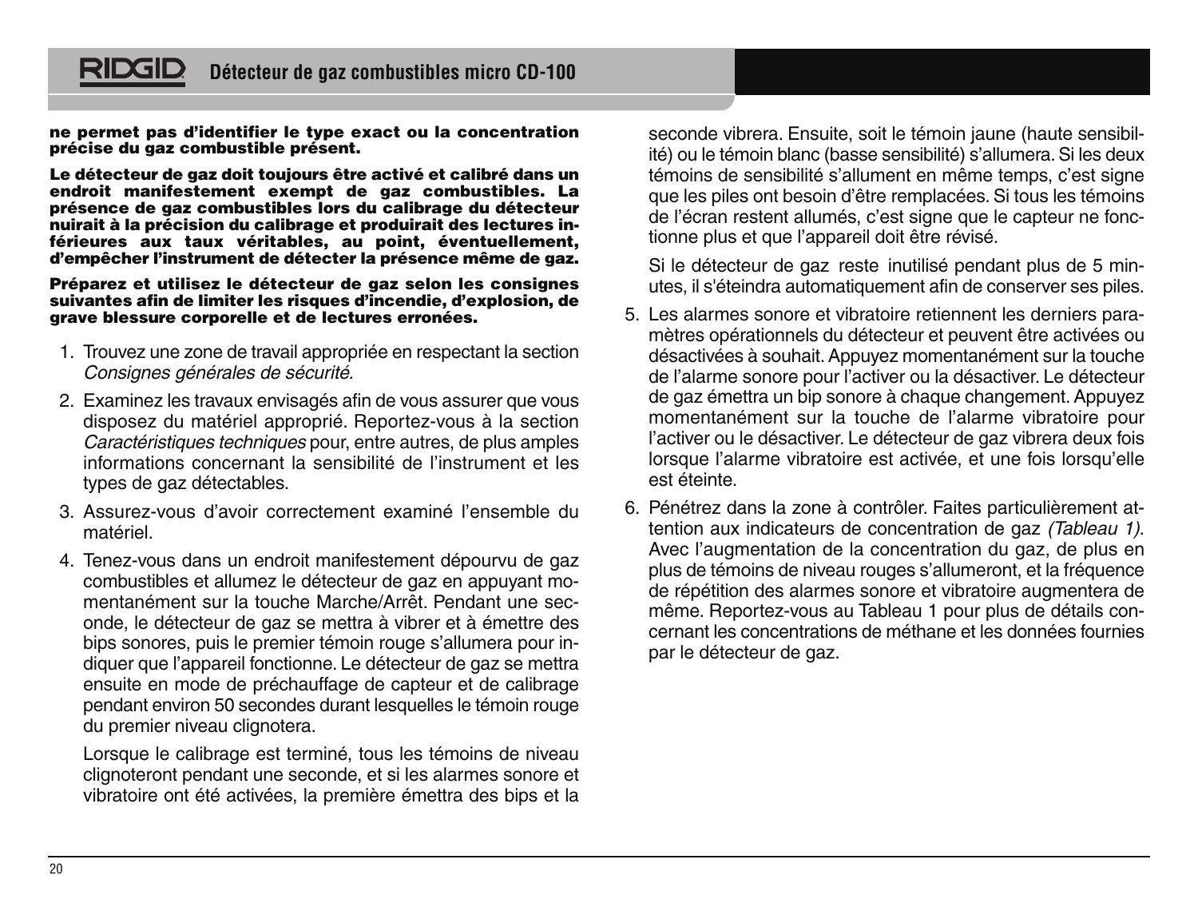**ne permet pas d'identifier le type exact ou la concentration précise du gaz combustible présent.**

**Le détecteur de gaz doit toujours être activé et calibré dans un endroit manifestement exempt de gaz combustibles. La présence de gaz combustibles lors du calibrage du détecteur nuirait à la précision du calibrage et produirait des lectures inférieures aux taux véritables, au point, éventuellement, d'empêcher l'instrument de détecter la présence même de gaz.**

**Préparez et utilisez le détecteur de gaz selon les consignes suivantes afin de limiter les risques d'incendie, d'explosion, de grave blessure corporelle et de lectures erronées.**

1. Trouvez une zone de travail appropriée en respectant la section *Consignes générales de sécurité*.
2. Examinez les travaux envisagés afin de vous assurer que vous disposez du matériel approprié. Reportez-vous à la section *Caractéristiques techniques* pour, entre autres, de plus amples informations concernant la sensibilité de l'instrument et les types de gaz détectables.
3. Assurez-vous d'avoir correctement examiné l'ensemble du matériel.
4. Tenez-vous dans un endroit manifestement dépourvu de gaz combustibles et allumez le détecteur de gaz en appuyant momentanément sur la touche Marche/Arrêt. Pendant une seconde, le détecteur de gaz se mettra à vibrer et à émettre des bips sonores, puis le premier témoin rouge s'allumera pour indiquer que l'appareil fonctionne. Le détecteur de gaz se mettra ensuite en mode de préchauffage de capteur et de calibrage pendant environ 50 secondes durant lesquelles le témoin rouge du premier niveau clignotera.

   Lorsque le calibrage est terminé, tous les témoins de niveau clignoteront pendant une seconde, et si les alarmes sonore et vibratoire ont été activées, la première émettra des bips et la seconde vibrera. Ensuite, soit le témoin jaune (haute sensibilité) ou le témoin blanc (basse sensibilité) s'allumera. Si les deux témoins de sensibilité s'allument en même temps, c'est signe que les piles ont besoin d'être remplacées. Si tous les témoins de l'écran restent allumés, c'est signe que le capteur ne fonctionne plus et que l'appareil doit être révisé.

   Si le détecteur de gaz reste inutilisé pendant plus de 5 minutes, il s'éteindra automatiquement afin de conserver ses piles.
5. Les alarmes sonore et vibratoire retiennent les derniers paramètres opérationnels du détecteur et peuvent être activées ou désactivées à souhait. Appuyez momentanément sur la touche de l'alarme sonore pour l'activer ou la désactiver. Le détecteur de gaz émettra un bip sonore à chaque changement. Appuyez momentanément sur la touche de l'alarme vibratoire pour l'activer ou le désactiver. Le détecteur de gaz vibrera deux fois lorsque l'alarme vibratoire est activée, et une fois lorsqu'elle est éteinte.
6. Pénétrez dans la zone à contrôler. Faites particulièrement attention aux indicateurs de concentration de gaz *(Tableau 1)*. Avec l'augmentation de la concentration du gaz, de plus en plus de témoins de niveau rouges s'allumeront, et la fréquence de répétition des alarmes sonore et vibratoire augmentera de même. Reportez-vous au Tableau 1 pour plus de détails concernant les concentrations de méthane et les données fournies par le détecteur de gaz.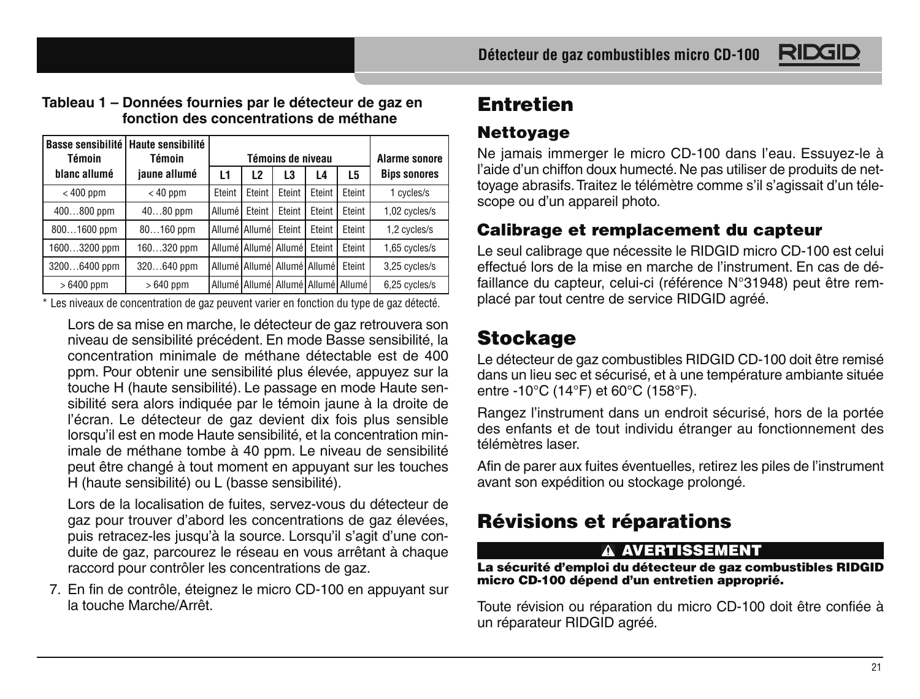**Tableau 1 – Données fournies par le détecteur de gaz en fonction des concentrations de méthane**

| Basse sensibilité Témoin blanc allumé | Haute sensibilité Témoin jaune allumé | Témoins de niveau | | | | | Alarme sonore Bips sonores |
|---|---|---|---|---|---|---|---|
| | | L1 | L2 | L3 | L4 | L5 | |
| < 400 ppm | < 40 ppm | Eteint | Eteint | Eteint | Eteint | Eteint | 1 cycles/s |
| 400…800 ppm | 40…80 ppm | Allumé | Eteint | Eteint | Eteint | Eteint | 1,02 cycles/s |
| 800…1600 ppm | 80…160 ppm | Allumé | Allumé | Eteint | Eteint | Eteint | 1,2 cycles/s |
| 1600…3200 ppm | 160…320 ppm | Allumé | Allumé | Allumé | Eteint | Eteint | 1,65 cycles/s |
| 3200…6400 ppm | 320…640 ppm | Allumé | Allumé | Allumé | Allumé | Eteint | 3,25 cycles/s |
| > 6400 ppm | > 640 ppm | Allumé | Allumé | Allumé | Allumé | Allumé | 6,25 cycles/s |

* Les niveaux de concentration de gaz peuvent varier en fonction du type de gaz détecté.

Lors de sa mise en marche, le détecteur de gaz retrouvera son niveau de sensibilité précédent. En mode Basse sensibilité, la concentration minimale de méthane détectable est de 400 ppm. Pour obtenir une sensibilité plus élevée, appuyez sur la touche H (haute sensibilité). Le passage en mode Haute sensibilité sera alors indiquée par le témoin jaune à la droite de l'écran. Le détecteur de gaz devient dix fois plus sensible lorsqu'il est en mode Haute sensibilité, et la concentration minimale de méthane tombe à 40 ppm. Le niveau de sensibilité peut être changé à tout moment en appuyant sur les touches H (haute sensibilité) ou L (basse sensibilité).

Lors de la localisation de fuites, servez-vous du détecteur de gaz pour trouver d'abord les concentrations de gaz élevées, puis retracez-les jusqu'à la source. Lorsqu'il s'agit d'une conduite de gaz, parcourez le réseau en vous arrêtant à chaque raccord pour contrôler les concentrations de gaz.

7. En fin de contrôle, éteignez le micro CD-100 en appuyant sur la touche Marche/Arrêt.

# Entretien

## Nettoyage

Ne jamais immerger le micro CD-100 dans l'eau. Essuyez-le à l'aide d'un chiffon doux humecté. Ne pas utiliser de produits de nettoyage abrasifs. Traitez le télémètre comme s'il s'agissait d'un télescope ou d'un appareil photo.

## Calibrage et remplacement du capteur

Le seul calibrage que nécessite le RIDGID micro CD-100 est celui effectué lors de la mise en marche de l'instrument. En cas de défaillance du capteur, celui-ci (référence N°31948) peut être remplacé par tout centre de service RIDGID agréé.

# Stockage

Le détecteur de gaz combustibles RIDGID CD-100 doit être remisé dans un lieu sec et sécurisé, et à une température ambiante située entre -10°C (14°F) et 60°C (158°F).

Rangez l'instrument dans un endroit sécurisé, hors de la portée des enfants et de tout individu étranger au fonctionnement des télémètres laser.

Afin de parer aux fuites éventuelles, retirez les piles de l'instrument avant son expédition ou stockage prolongé.

# Révisions et réparations

**⚠ AVERTISSEMENT**

**La sécurité d'emploi du détecteur de gaz combustibles RIDGID micro CD-100 dépend d'un entretien approprié.**

Toute révision ou réparation du micro CD-100 doit être confiée à un réparateur RIDGID agréé.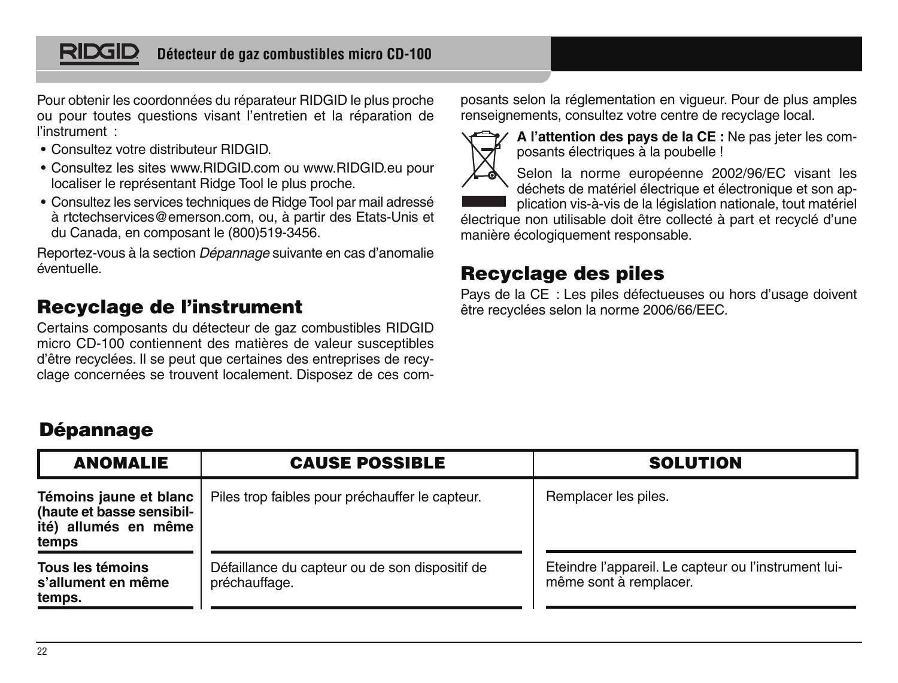Pour obtenir les coordonnées du réparateur RIDGID le plus proche ou pour toutes questions visant l'entretien et la réparation de l'instrument :

- Consultez votre distributeur RIDGID.
- Consultez les sites www.RIDGID.com ou www.RIDGID.eu pour localiser le représentant Ridge Tool le plus proche.
- Consultez les services techniques de Ridge Tool par mail adressé à rtctechservices@emerson.com, ou, à partir des Etats-Unis et du Canada, en composant le (800)519-3456.

Reportez-vous à la section *Dépannage* suivante en cas d'anomalie éventuelle.

## Recyclage de l'instrument

Certains composants du détecteur de gaz combustibles RIDGID micro CD-100 contiennent des matières de valeur susceptibles d'être recyclées. Il se peut que certaines des entreprises de recyclage concernées se trouvent localement. Disposez de ces composants selon la réglementation en vigueur. Pour de plus amples renseignements, consultez votre centre de recyclage local.

**A l'attention des pays de la CE :** Ne pas jeter les composants électriques à la poubelle !

Selon la norme européenne 2002/96/EC visant les déchets de matériel électrique et électronique et son application vis-à-vis de la législation nationale, tout matériel électrique non utilisable doit être collecté à part et recyclé d'une manière écologiquement responsable.

## Recyclage des piles

Pays de la CE : Les piles défectueuses ou hors d'usage doivent être recyclées selon la norme 2006/66/EEC.

## Dépannage

| ANOMALIE | CAUSE POSSIBLE | SOLUTION |
|---|---|---|
| **Témoins jaune et blanc (haute et basse sensibilité) allumés en même temps** | Piles trop faibles pour préchauffer le capteur. | Remplacer les piles. |
| **Tous les témoins s'allument en même temps.** | Défaillance du capteur ou de son dispositif de préchauffage. | Eteindre l'appareil. Le capteur ou l'instrument lui-même sont à remplacer. |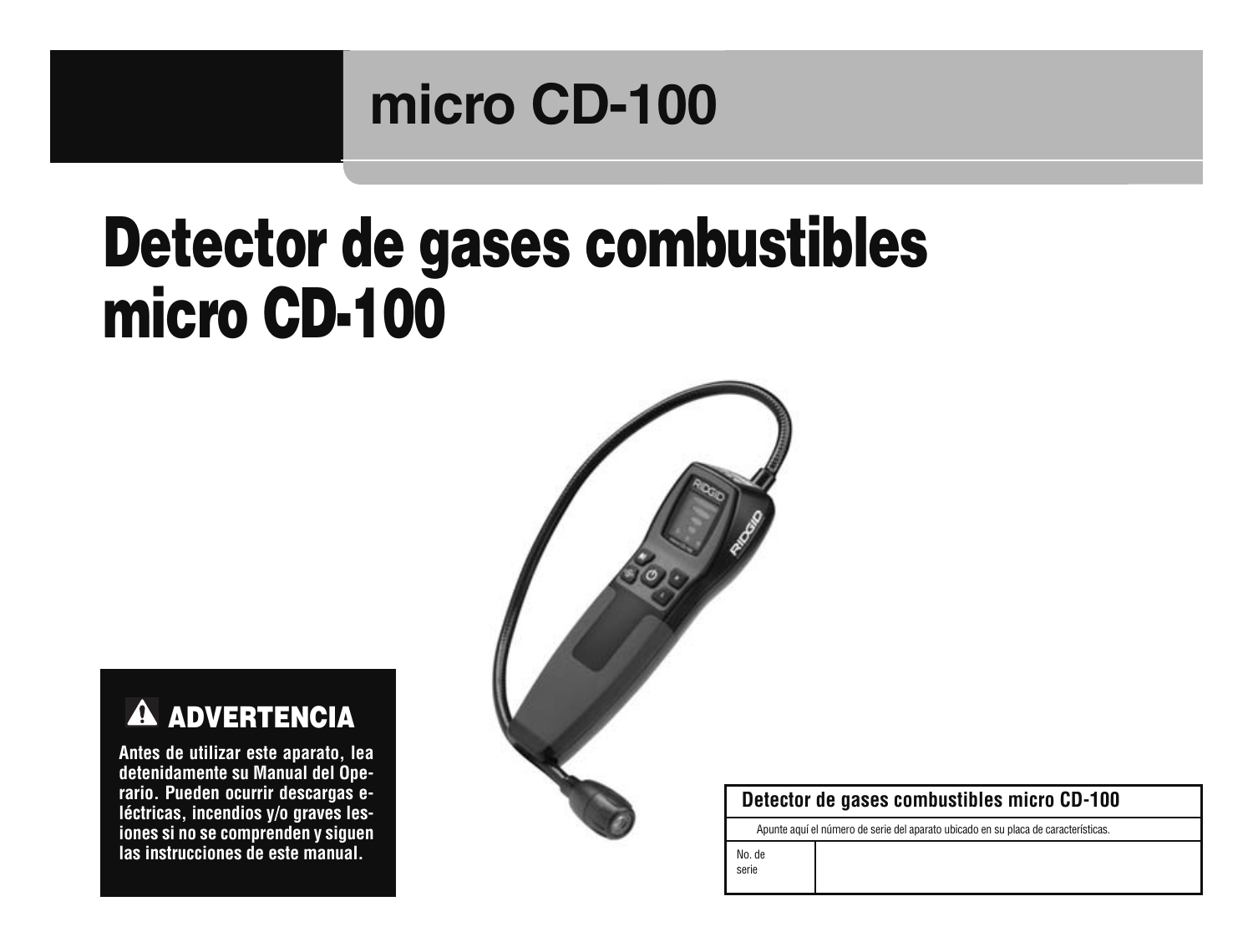# micro CD-100

# Detector de gases combustibles micro CD-100

## ⚠ ADVERTENCIA

**Antes de utilizar este aparato, lea detenidamente su Manual del Operario. Pueden ocurrir descargas eléctricas, incendios y/o graves lesiones si no se comprenden y siguen las instrucciones de este manual.**

| Detector de gases combustibles micro CD-100 | |
|---|---|
| Apunte aquí el número de serie del aparato ubicado en su placa de características. | |
| No. de serie | |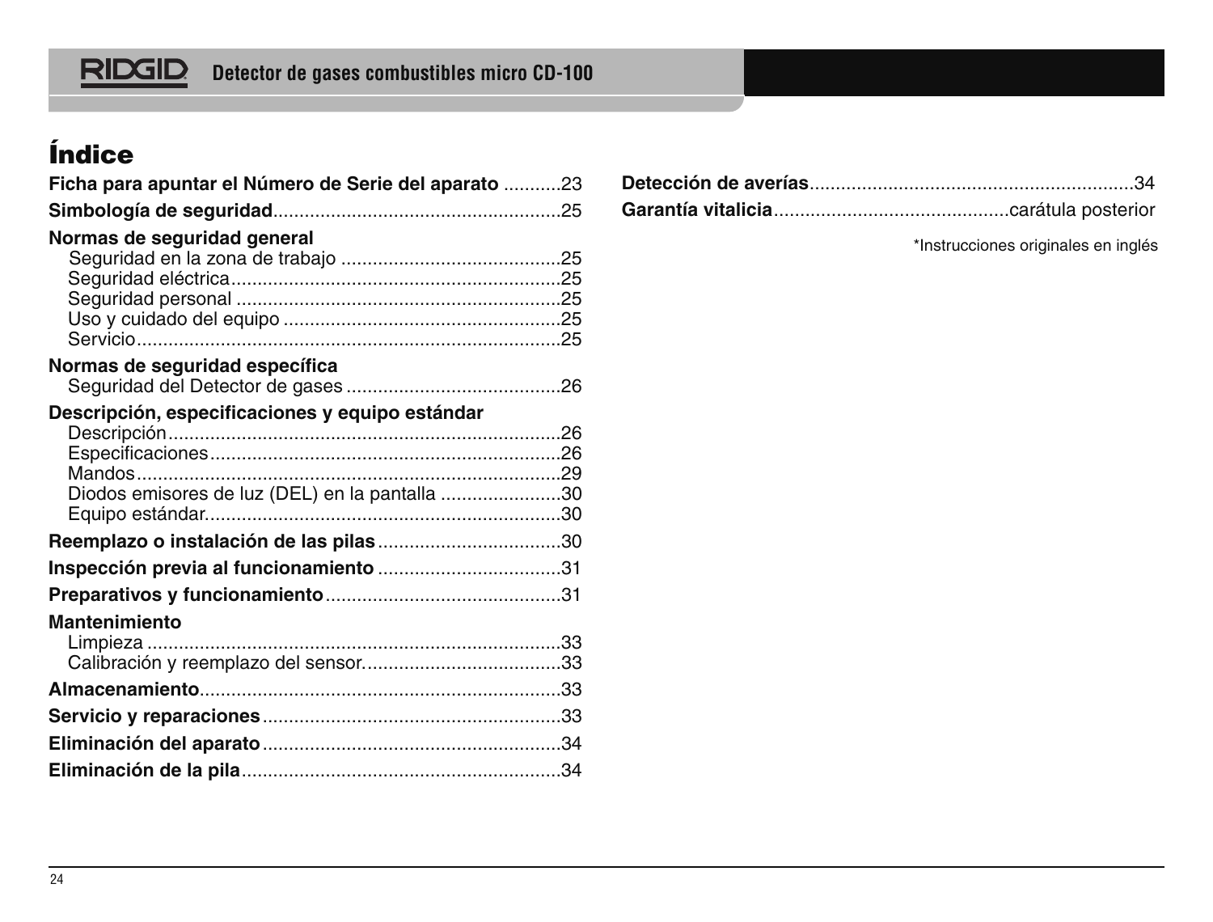# Índice

**Ficha para apuntar el Número de Serie del aparato** ...........23

**Simbología de seguridad**.......................................................25

**Normas de seguridad general**
- Seguridad en la zona de trabajo ..........................................25
- Seguridad eléctrica...............................................................25
- Seguridad personal ..............................................................25
- Uso y cuidado del equipo .....................................................25
- Servicio.................................................................................25

**Normas de seguridad específica**
- Seguridad del Detector de gases .........................................26

**Descripción, especificaciones y equipo estándar**
- Descripción...........................................................................26
- Especificaciones...................................................................26
- Mandos.................................................................................29
- Diodos emisores de luz (DEL) en la pantalla .......................30
- Equipo estándar....................................................................30

**Reemplazo o instalación de las pilas**...................................30

**Inspección previa al funcionamiento** ...................................31

**Preparativos y funcionamiento**.............................................31

**Mantenimiento**
- Limpieza ...............................................................................33
- Calibración y reemplazo del sensor......................................33

**Almacenamiento**.....................................................................33

**Servicio y reparaciones**.........................................................33

**Eliminación del aparato**.........................................................34

**Eliminación de la pila**.............................................................34

**Detección de averías**.............................................................34

**Garantía vitalicia**............................................carátula posterior

*Instrucciones originales en inglés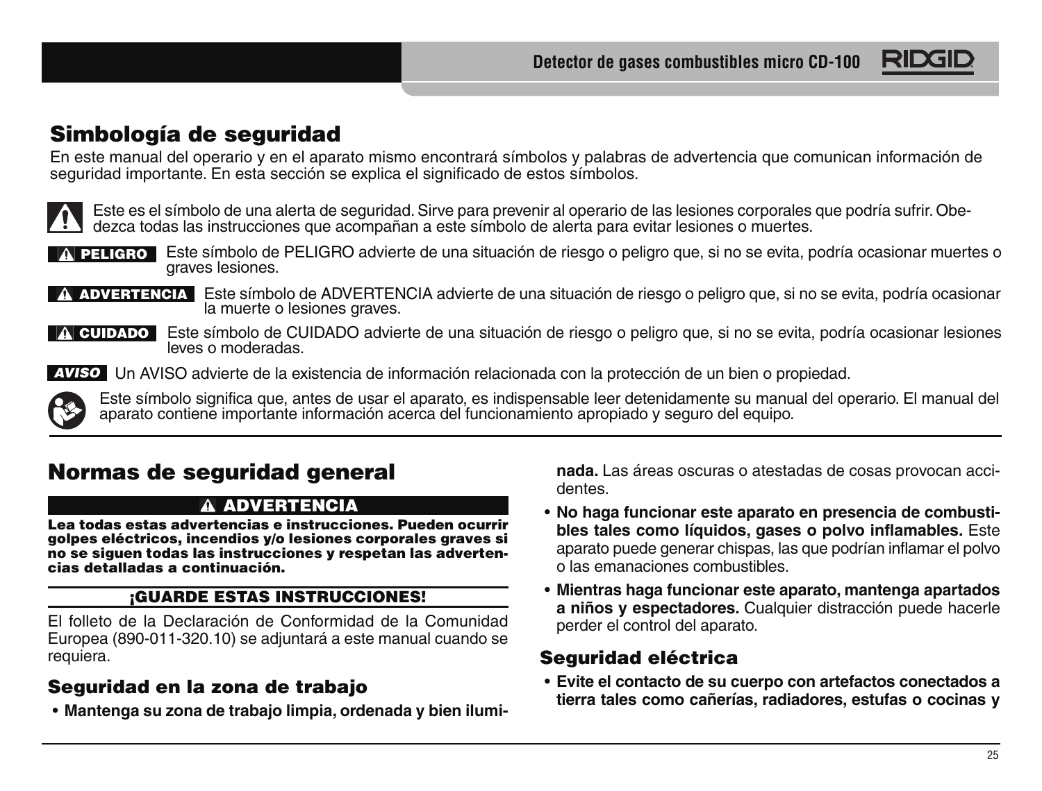## Simbología de seguridad

En este manual del operario y en el aparato mismo encontrará símbolos y palabras de advertencia que comunican información de seguridad importante. En esta sección se explica el significado de estos símbolos.

Este es el símbolo de una alerta de seguridad. Sirve para prevenir al operario de las lesiones corporales que podría sufrir. Obedezca todas las instrucciones que acompañan a este símbolo de alerta para evitar lesiones o muertes.

**⚠ PELIGRO** Este símbolo de PELIGRO advierte de una situación de riesgo o peligro que, si no se evita, podría ocasionar muertes o graves lesiones.

**⚠ ADVERTENCIA** Este símbolo de ADVERTENCIA advierte de una situación de riesgo o peligro que, si no se evita, podría ocasionar la muerte o lesiones graves.

**⚠ CUIDADO** Este símbolo de CUIDADO advierte de una situación de riesgo o peligro que, si no se evita, podría ocasionar lesiones leves o moderadas.

***AVISO*** Un AVISO advierte de la existencia de información relacionada con la protección de un bien o propiedad.

Este símbolo significa que, antes de usar el aparato, es indispensable leer detenidamente su manual del operario. El manual del aparato contiene importante información acerca del funcionamiento apropiado y seguro del equipo.

## Normas de seguridad general

**⚠ ADVERTENCIA**

**Lea todas estas advertencias e instrucciones. Pueden ocurrir golpes eléctricos, incendios y/o lesiones corporales graves si no se siguen todas las instrucciones y respetan las advertencias detalladas a continuación.**

**¡GUARDE ESTAS INSTRUCCIONES!**

El folleto de la Declaración de Conformidad de la Comunidad Europea (890-011-320.10) se adjuntará a este manual cuando se requiera.

### Seguridad en la zona de trabajo

- **Mantenga su zona de trabajo limpia, ordenada y bien iluminada.** Las áreas oscuras o atestadas de cosas provocan accidentes.
- **No haga funcionar este aparato en presencia de combustibles tales como líquidos, gases o polvo inflamables.** Este aparato puede generar chispas, las que podrían inflamar el polvo o las emanaciones combustibles.
- **Mientras haga funcionar este aparato, mantenga apartados a niños y espectadores.** Cualquier distracción puede hacerle perder el control del aparato.

### Seguridad eléctrica

- **Evite el contacto de su cuerpo con artefactos conectados a tierra tales como cañerías, radiadores, estufas o cocinas y**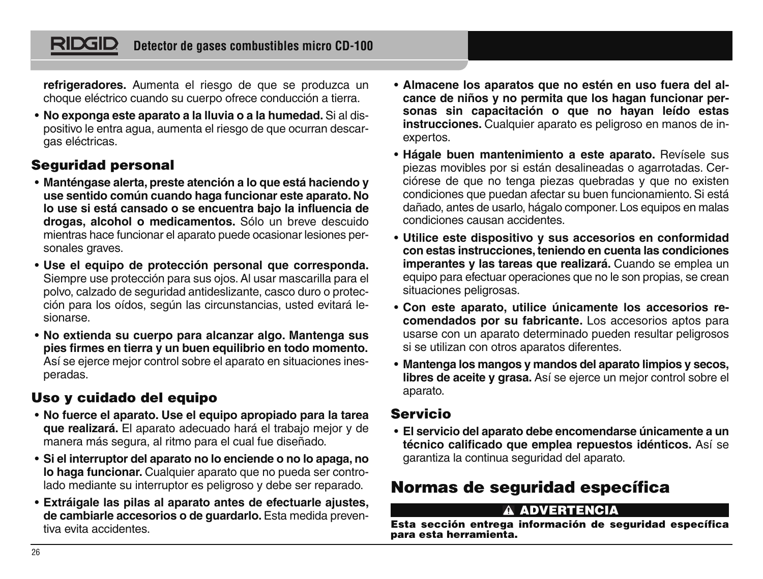**refrigeradores.** Aumenta el riesgo de que se produzca un choque eléctrico cuando su cuerpo ofrece conducción a tierra.

- **No exponga este aparato a la lluvia o a la humedad.** Si al dispositivo le entra agua, aumenta el riesgo de que ocurran descargas eléctricas.

## Seguridad personal

- **Manténgase alerta, preste atención a lo que está haciendo y use sentido común cuando haga funcionar este aparato. No lo use si está cansado o se encuentra bajo la influencia de drogas, alcohol o medicamentos.** Sólo un breve descuido mientras hace funcionar el aparato puede ocasionar lesiones personales graves.
- **Use el equipo de protección personal que corresponda.** Siempre use protección para sus ojos. Al usar mascarilla para el polvo, calzado de seguridad antideslizante, casco duro o protección para los oídos, según las circunstancias, usted evitará lesionarse.
- **No extienda su cuerpo para alcanzar algo. Mantenga sus pies firmes en tierra y un buen equilibrio en todo momento.** Así se ejerce mejor control sobre el aparato en situaciones inesperadas.

## Uso y cuidado del equipo

- **No fuerce el aparato. Use el equipo apropiado para la tarea que realizará.** El aparato adecuado hará el trabajo mejor y de manera más segura, al ritmo para el cual fue diseñado.
- **Si el interruptor del aparato no lo enciende o no lo apaga, no lo haga funcionar.** Cualquier aparato que no pueda ser controlado mediante su interruptor es peligroso y debe ser reparado.
- **Extráigale las pilas al aparato antes de efectuarle ajustes, de cambiarle accesorios o de guardarlo.** Esta medida preventiva evita accidentes.
- **Almacene los aparatos que no estén en uso fuera del alcance de niños y no permita que los hagan funcionar personas sin capacitación o que no hayan leído estas instrucciones.** Cualquier aparato es peligroso en manos de inexpertos.
- **Hágale buen mantenimiento a este aparato.** Revísele sus piezas movibles por si están desalineadas o agarrotadas. Cerciórese de que no tenga piezas quebradas y que no existen condiciones que puedan afectar su buen funcionamiento. Si está dañado, antes de usarlo, hágalo componer. Los equipos en malas condiciones causan accidentes.
- **Utilice este dispositivo y sus accesorios en conformidad con estas instrucciones, teniendo en cuenta las condiciones imperantes y las tareas que realizará.** Cuando se emplea un equipo para efectuar operaciones que no le son propias, se crean situaciones peligrosas.
- **Con este aparato, utilice únicamente los accesorios recomendados por su fabricante.** Los accesorios aptos para usarse con un aparato determinado pueden resultar peligrosos si se utilizan con otros aparatos diferentes.
- **Mantenga los mangos y mandos del aparato limpios y secos, libres de aceite y grasa.** Así se ejerce un mejor control sobre el aparato.

## Servicio

- **El servicio del aparato debe encomendarse únicamente a un técnico calificado que emplea repuestos idénticos.** Así se garantiza la continua seguridad del aparato.

# Normas de seguridad específica

**⚠ ADVERTENCIA**

**Esta sección entrega información de seguridad específica para esta herramienta.**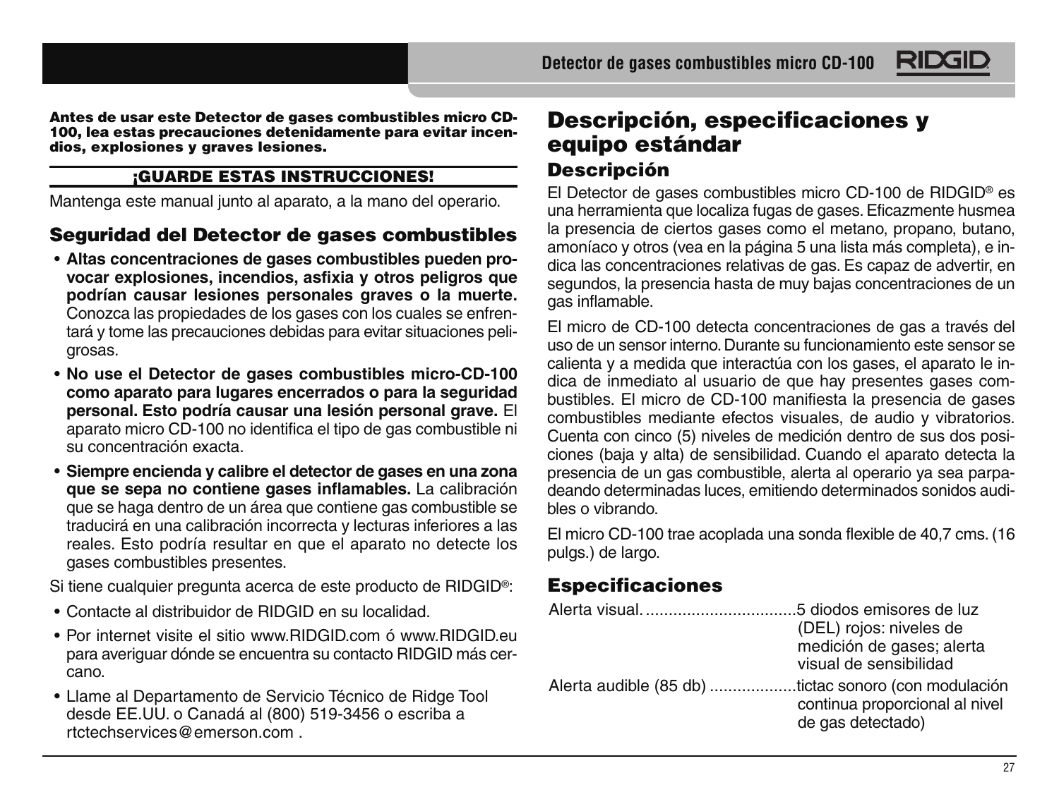**Antes de usar este Detector de gases combustibles micro CD-100, lea estas precauciones detenidamente para evitar incendios, explosiones y graves lesiones.**

**¡GUARDE ESTAS INSTRUCCIONES!**

Mantenga este manual junto al aparato, a la mano del operario.

## Seguridad del Detector de gases combustibles

- **Altas concentraciones de gases combustibles pueden provocar explosiones, incendios, asfixia y otros peligros que podrían causar lesiones personales graves o la muerte.** Conozca las propiedades de los gases con los cuales se enfrentará y tome las precauciones debidas para evitar situaciones peligrosas.
- **No use el Detector de gases combustibles micro-CD-100 como aparato para lugares encerrados o para la seguridad personal. Esto podría causar una lesión personal grave.** El aparato micro CD-100 no identifica el tipo de gas combustible ni su concentración exacta.
- **Siempre encienda y calibre el detector de gases en una zona que se sepa no contiene gases inflamables.** La calibración que se haga dentro de un área que contiene gas combustible se traducirá en una calibración incorrecta y lecturas inferiores a las reales. Esto podría resultar en que el aparato no detecte los gases combustibles presentes.

Si tiene cualquier pregunta acerca de este producto de RIDGID®:

- Contacte al distribuidor de RIDGID en su localidad.
- Por internet visite el sitio www.RIDGID.com ó www.RIDGID.eu para averiguar dónde se encuentra su contacto RIDGID más cercano.
- Llame al Departamento de Servicio Técnico de Ridge Tool desde EE.UU. o Canadá al (800) 519-3456 o escriba a rtctechservices@emerson.com .

# Descripción, especificaciones y equipo estándar

## Descripción

El Detector de gases combustibles micro CD-100 de RIDGID® es una herramienta que localiza fugas de gases. Eficazmente husmea la presencia de ciertos gases como el metano, propano, butano, amoníaco y otros (vea en la página 5 una lista más completa), e indica las concentraciones relativas de gas. Es capaz de advertir, en segundos, la presencia hasta de muy bajas concentraciones de un gas inflamable.

El micro de CD-100 detecta concentraciones de gas a través del uso de un sensor interno. Durante su funcionamiento este sensor se calienta y a medida que interactúa con los gases, el aparato le indica de inmediato al usuario de que hay presentes gases combustibles. El micro de CD-100 manifiesta la presencia de gases combustibles mediante efectos visuales, de audio y vibratorios. Cuenta con cinco (5) niveles de medición dentro de sus dos posiciones (baja y alta) de sensibilidad. Cuando el aparato detecta la presencia de un gas combustible, alerta al operario ya sea parpadeando determinadas luces, emitiendo determinados sonidos audibles o vibrando.

El micro CD-100 trae acoplada una sonda flexible de 40,7 cms. (16 pulgs.) de largo.

## Especificaciones

Alerta visual.................................5 diodos emisores de luz (DEL) rojos: niveles de medición de gases; alerta visual de sensibilidad

Alerta audible (85 db)...................tictac sonoro (con modulación continua proporcional al nivel de gas detectado)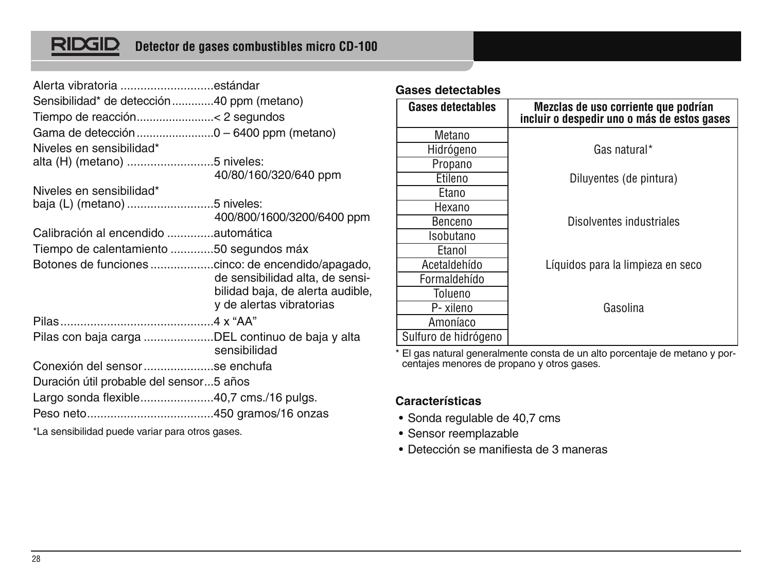Alerta vibratoria ............................estándar

Sensibilidad* de detección.............40 ppm (metano)

Tiempo de reacción........................< 2 segundos

Gama de detección........................0 – 6400 ppm (metano)

Niveles en sensibilidad* alta (H) (metano) ..........................5 niveles: 40/80/160/320/640 ppm

Niveles en sensibilidad* baja (L) (metano) ..........................5 niveles: 400/800/1600/3200/6400 ppm

Calibración al encendido ..............automática

Tiempo de calentamiento .............50 segundos máx

Botones de funciones ...................cinco: de encendido/apagado, de sensibilidad alta, de sensibilidad baja, de alerta audible, y de alertas vibratorias

Pilas..............................................4 x "AA"

Pilas con baja carga .....................DEL continuo de baja y alta sensibilidad

Conexión del sensor.....................se enchufa

Duración útil probable del sensor...5 años

Largo sonda flexible......................40,7 cms./16 pulgs.

Peso neto......................................450 gramos/16 onzas

*La sensibilidad puede variar para otros gases.

**Gases detectables**

| Gases detectables | Mezclas de uso corriente que podrían incluir o despedir uno o más de estos gases |
|---|---|
| Metano | Gas natural* |
| Hidrógeno | |
| Propano | Diluyentes (de pintura) |
| Etileno | |
| Etano | |
| Hexano | Disolventes industriales |
| Benceno | |
| Isobutano | |
| Etanol | Líquidos para la limpieza en seco |
| Acetaldehído | |
| Formaldehído | |
| Tolueno | Gasolina |
| P- xileno | |
| Amoníaco | |
| Sulfuro de hidrógeno | |

\* El gas natural generalmente consta de un alto porcentaje de metano y porcentajes menores de propano y otros gases.

**Características**

- Sonda regulable de 40,7 cms
- Sensor reemplazable
- Detección se manifiesta de 3 maneras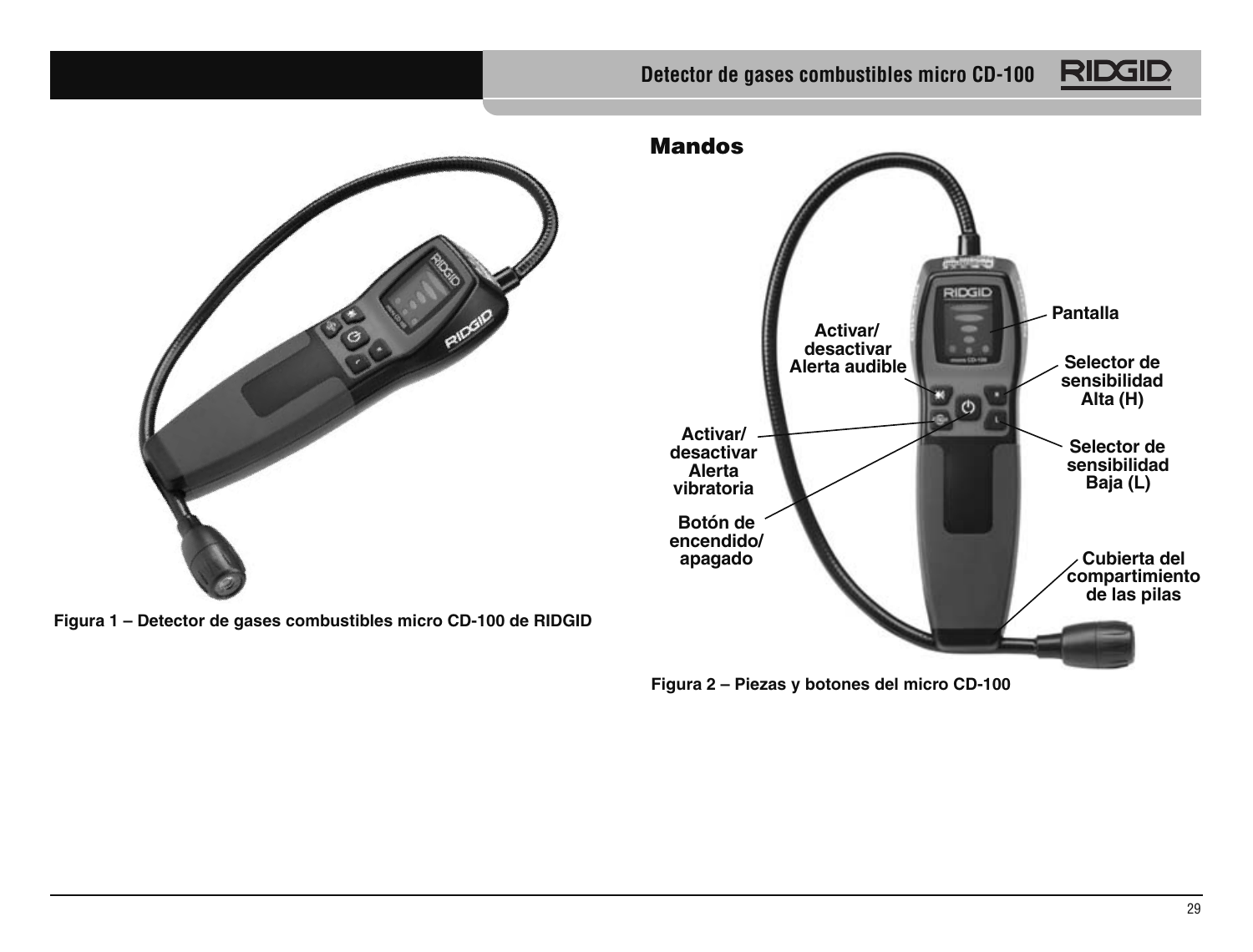Figura 1 – Detector de gases combustibles micro CD-100 de RIDGID

## Mandos

Activar/desactivar Alerta audible

Pantalla

Selector de sensibilidad Alta (H)

Activar/desactivar Alerta vibratoria

Selector de sensibilidad Baja (L)

Botón de encendido/apagado

Cubierta del compartimiento de las pilas

Figura 2 – Piezas y botones del micro CD-100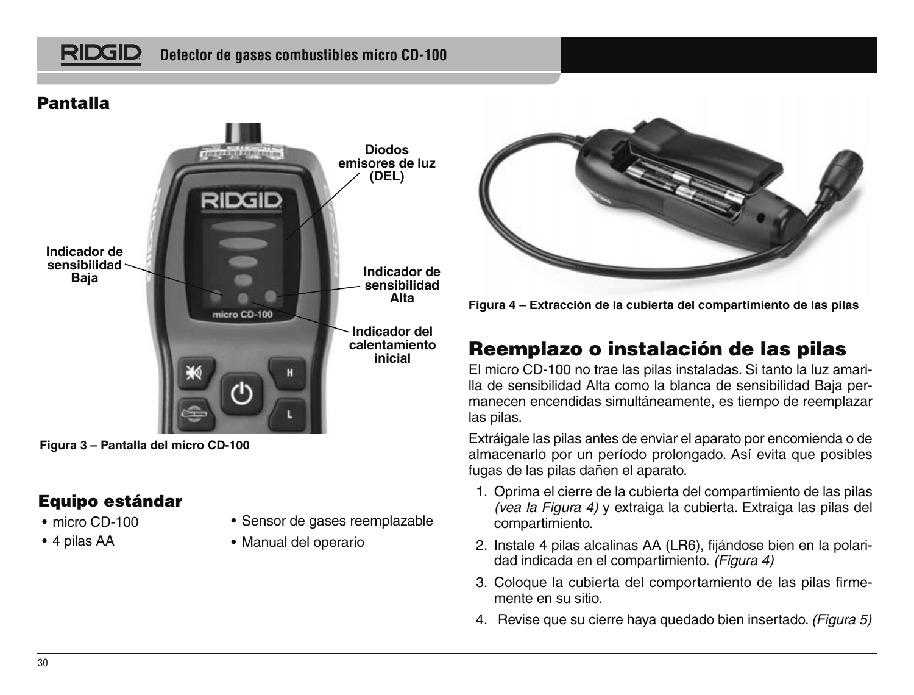## Pantalla

Diodos emisores de luz (DEL)

Indicador de sensibilidad Baja

Indicador de sensibilidad Alta

Indicador del calentamiento inicial

Figura 3 – Pantalla del micro CD-100

## Equipo estándar

- micro CD-100
- 4 pilas AA
- Sensor de gases reemplazable
- Manual del operario

Figura 4 – Extracción de la cubierta del compartimiento de las pilas

## Reemplazo o instalación de las pilas

El micro CD-100 no trae las pilas instaladas. Si tanto la luz amarilla de sensibilidad Alta como la blanca de sensibilidad Baja permanecen encendidas simultáneamente, es tiempo de reemplazar las pilas.

Extráigale las pilas antes de enviar el aparato por encomienda o de almacenarlo por un período prolongado. Así evita que posibles fugas de las pilas dañen el aparato.

1. Oprima el cierre de la cubierta del compartimiento de las pilas *(vea la Figura 4)* y extraiga la cubierta. Extraiga las pilas del compartimiento.
2. Instale 4 pilas alcalinas AA (LR6), fijándose bien en la polaridad indicada en el compartimiento. *(Figura 4)*
3. Coloque la cubierta del comportamiento de las pilas firmemente en su sitio.
4. Revise que su cierre haya quedado bien insertado. *(Figura 5)*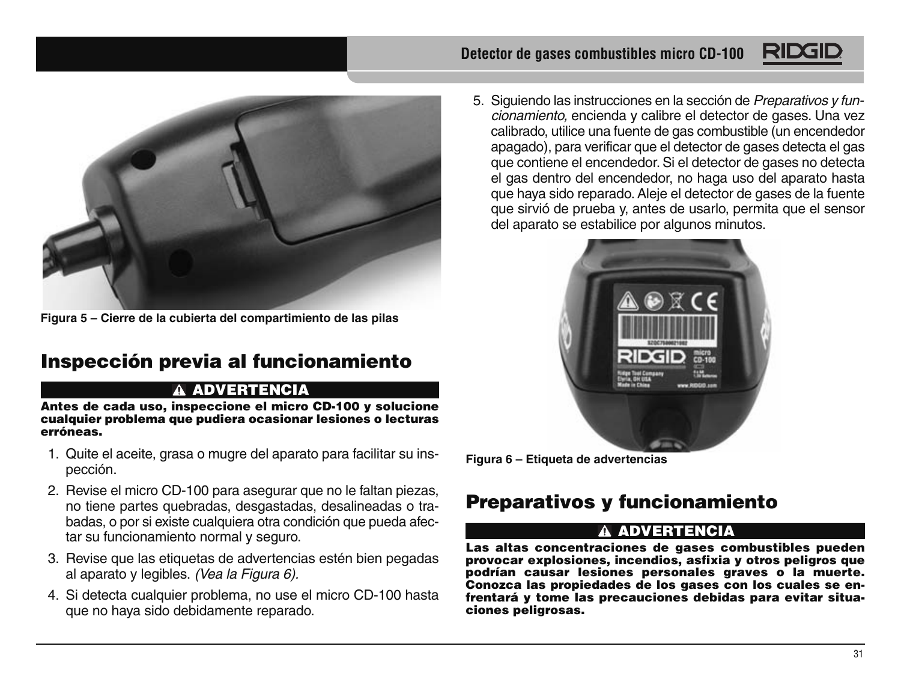Figura 5 – Cierre de la cubierta del compartimiento de las pilas

## Inspección previa al funcionamiento

**⚠ ADVERTENCIA**

**Antes de cada uso, inspeccione el micro CD-100 y solucione cualquier problema que pudiera ocasionar lesiones o lecturas erróneas.**

1. Quite el aceite, grasa o mugre del aparato para facilitar su inspección.
2. Revise el micro CD-100 para asegurar que no le faltan piezas, no tiene partes quebradas, desgastadas, desalineadas o trabadas, o por si existe cualquiera otra condición que pueda afectar su funcionamiento normal y seguro.
3. Revise que las etiquetas de advertencias estén bien pegadas al aparato y legibles. *(Vea la Figura 6).*
4. Si detecta cualquier problema, no use el micro CD-100 hasta que no haya sido debidamente reparado.
5. Siguiendo las instrucciones en la sección de *Preparativos y funcionamiento,* encienda y calibre el detector de gases. Una vez calibrado, utilice una fuente de gas combustible (un encendedor apagado), para verificar que el detector de gases detecta el gas que contiene el encendedor. Si el detector de gases no detecta el gas dentro del encendedor, no haga uso del aparato hasta que haya sido reparado. Aleje el detector de gases de la fuente que sirvió de prueba y, antes de usarlo, permita que el sensor del aparato se estabilice por algunos minutos.

Figura 6 – Etiqueta de advertencias

## Preparativos y funcionamiento

**⚠ ADVERTENCIA**

**Las altas concentraciones de gases combustibles pueden provocar explosiones, incendios, asfixia y otros peligros que podrían causar lesiones personales graves o la muerte. Conozca las propiedades de los gases con los cuales se enfrentará y tome las precauciones debidas para evitar situaciones peligrosas.**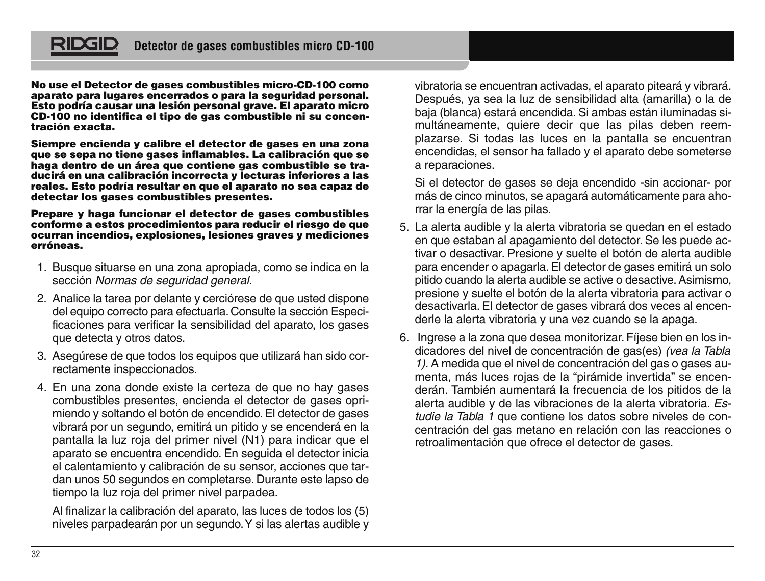**No use el Detector de gases combustibles micro-CD-100 como aparato para lugares encerrados o para la seguridad personal. Esto podría causar una lesión personal grave. El aparato micro CD-100 no identifica el tipo de gas combustible ni su concentración exacta.**

**Siempre encienda y calibre el detector de gases en una zona que se sepa no tiene gases inflamables. La calibración que se haga dentro de un área que contiene gas combustible se traducirá en una calibración incorrecta y lecturas inferiores a las reales. Esto podría resultar en que el aparato no sea capaz de detectar los gases combustibles presentes.**

**Prepare y haga funcionar el detector de gases combustibles conforme a estos procedimientos para reducir el riesgo de que ocurran incendios, explosiones, lesiones graves y mediciones erróneas.**

1. Busque situarse en una zona apropiada, como se indica en la sección *Normas de seguridad general.*
2. Analice la tarea por delante y cerciórese de que usted dispone del equipo correcto para efectuarla. Consulte la sección Especificaciones para verificar la sensibilidad del aparato, los gases que detecta y otros datos.
3. Asegúrese de que todos los equipos que utilizará han sido correctamente inspeccionados.
4. En una zona donde existe la certeza de que no hay gases combustibles presentes, encienda el detector de gases oprimiendo y soltando el botón de encendido. El detector de gases vibrará por un segundo, emitirá un pitido y se encenderá en la pantalla la luz roja del primer nivel (N1) para indicar que el aparato se encuentra encendido. En seguida el detector inicia el calentamiento y calibración de su sensor, acciones que tardan unos 50 segundos en completarse. Durante este lapso de tiempo la luz roja del primer nivel parpadea.

   Al finalizar la calibración del aparato, las luces de todos los (5) niveles parpadearán por un segundo. Y si las alertas audible y vibratoria se encuentran activadas, el aparato piteará y vibrará. Después, ya sea la luz de sensibilidad alta (amarilla) o la de baja (blanca) estará encendida. Si ambas están iluminadas simultáneamente, quiere decir que las pilas deben reemplazarse. Si todas las luces en la pantalla se encuentran encendidas, el sensor ha fallado y el aparato debe someterse a reparaciones.

   Si el detector de gases se deja encendido -sin accionar- por más de cinco minutos, se apagará automáticamente para ahorrar la energía de las pilas.
5. La alerta audible y la alerta vibratoria se quedan en el estado en que estaban al apagamiento del detector. Se les puede activar o desactivar. Presione y suelte el botón de alerta audible para encender o apagarla. El detector de gases emitirá un solo pitido cuando la alerta audible se active o desactive. Asimismo, presione y suelte el botón de la alerta vibratoria para activar o desactivarla. El detector de gases vibrará dos veces al encenderle la alerta vibratoria y una vez cuando se la apaga.
6. Ingrese a la zona que desea monitorizar. Fíjese bien en los indicadores del nivel de concentración de gas(es) *(vea la Tabla 1).* A medida que el nivel de concentración del gas o gases aumenta, más luces rojas de la "pirámide invertida" se encenderán. También aumentará la frecuencia de los pitidos de la alerta audible y de las vibraciones de la alerta vibratoria. *Estudie la Tabla 1* que contiene los datos sobre niveles de concentración del gas metano en relación con las reacciones o retroalimentación que ofrece el detector de gases.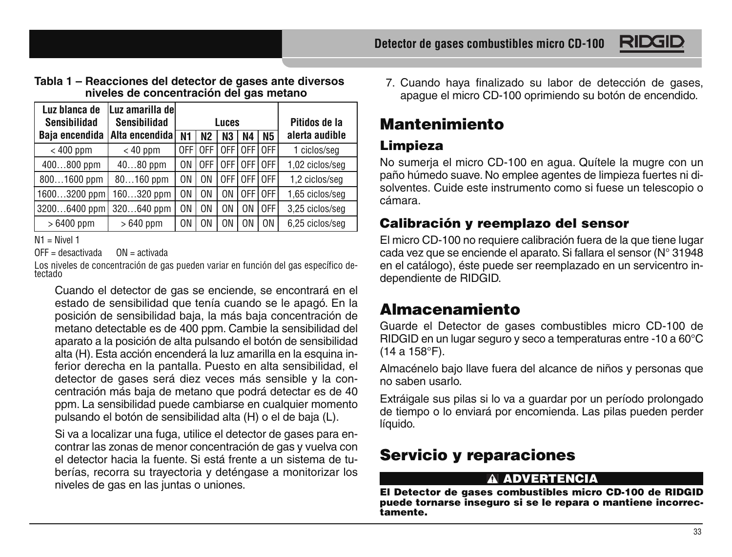**Tabla 1 – Reacciones del detector de gases ante diversos niveles de concentración del gas metano**

| Luz blanca de Sensibilidad Baja encendida | Luz amarilla de Sensibilidad Alta encendida | Luces | | | | | Pitidos de la alerta audible |
|---|---|---|---|---|---|---|---|
| | | N1 | N2 | N3 | N4 | N5 | |
| < 400 ppm | < 40 ppm | OFF | OFF | OFF | OFF | OFF | 1 ciclos/seg |
| 400…800 ppm | 40…80 ppm | ON | OFF | OFF | OFF | OFF | 1,02 ciclos/seg |
| 800…1600 ppm | 80…160 ppm | ON | ON | OFF | OFF | OFF | 1,2 ciclos/seg |
| 1600…3200 ppm | 160…320 ppm | ON | ON | ON | OFF | OFF | 1,65 ciclos/seg |
| 3200…6400 ppm | 320…640 ppm | ON | ON | ON | ON | OFF | 3,25 ciclos/seg |
| > 6400 ppm | > 640 ppm | ON | ON | ON | ON | ON | 6,25 ciclos/seg |

N1 = Nivel 1

OFF = desactivada    ON = activada

Los niveles de concentración de gas pueden variar en función del gas específico detectado

Cuando el detector de gas se enciende, se encontrará en el estado de sensibilidad que tenía cuando se le apagó. En la posición de sensibilidad baja, la más baja concentración de metano detectable es de 400 ppm. Cambie la sensibilidad del aparato a la posición de alta pulsando el botón de sensibilidad alta (H). Esta acción encenderá la luz amarilla en la esquina inferior derecha en la pantalla. Puesto en alta sensibilidad, el detector de gases será diez veces más sensible y la concentración más baja de metano que podrá detectar es de 40 ppm. La sensibilidad puede cambiarse en cualquier momento pulsando el botón de sensibilidad alta (H) o el de baja (L).

Si va a localizar una fuga, utilice el detector de gases para encontrar las zonas de menor concentración de gas y vuelva con el detector hacia la fuente. Si está frente a un sistema de tuberías, recorra su trayectoria y deténgase a monitorizar los niveles de gas en las juntas o uniones.

7. Cuando haya finalizado su labor de detección de gases, apague el micro CD-100 oprimiendo su botón de encendido.

# Mantenimiento

## Limpieza

No sumerja el micro CD-100 en agua. Quítele la mugre con un paño húmedo suave. No emplee agentes de limpieza fuertes ni disolventes. Cuide este instrumento como si fuese un telescopio o cámara.

## Calibración y reemplazo del sensor

El micro CD-100 no requiere calibración fuera de la que tiene lugar cada vez que se enciende el aparato. Si fallara el sensor (N° 31948 en el catálogo), éste puede ser reemplazado en un servicentro independiente de RIDGID.

# Almacenamiento

Guarde el Detector de gases combustibles micro CD-100 de RIDGID en un lugar seguro y seco a temperaturas entre -10 a 60°C (14 a 158°F).

Almacénelo bajo llave fuera del alcance de niños y personas que no saben usarlo.

Extráigale sus pilas si lo va a guardar por un período prolongado de tiempo o lo enviará por encomienda. Las pilas pueden perder líquido.

# Servicio y reparaciones

**⚠ ADVERTENCIA**

**El Detector de gases combustibles micro CD-100 de RIDGID puede tornarse inseguro si se le repara o mantiene incorrectamente.**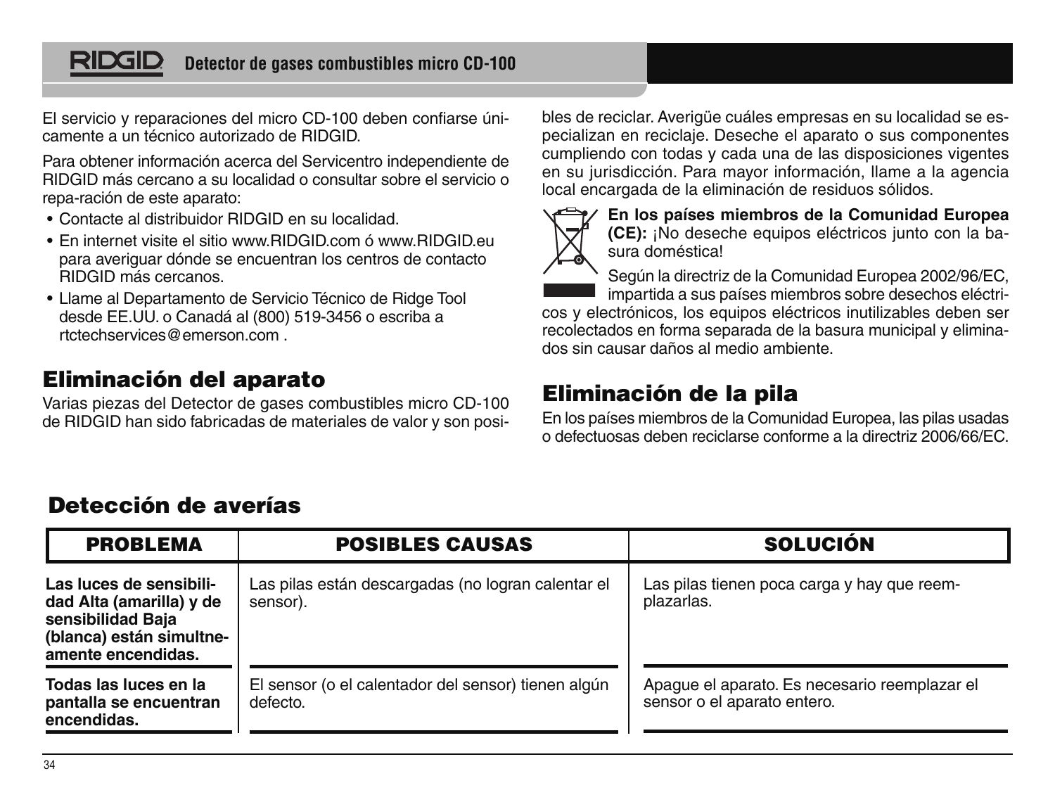El servicio y reparaciones del micro CD-100 deben confiarse únicamente a un técnico autorizado de RIDGID.

Para obtener información acerca del Servicentro independiente de RIDGID más cercano a su localidad o consultar sobre el servicio o repa-ración de este aparato:

- Contacte al distribuidor RIDGID en su localidad.
- En internet visite el sitio www.RIDGID.com ó www.RIDGID.eu para averiguar dónde se encuentran los centros de contacto RIDGID más cercanos.
- Llame al Departamento de Servicio Técnico de Ridge Tool desde EE.UU. o Canadá al (800) 519-3456 o escriba a rtctechservices@emerson.com .

## Eliminación del aparato

Varias piezas del Detector de gases combustibles micro CD-100 de RIDGID han sido fabricadas de materiales de valor y son posibles de reciclar. Averigüe cuáles empresas en su localidad se especializan en reciclaje. Deseche el aparato o sus componentes cumpliendo con todas y cada una de las disposiciones vigentes en su jurisdicción. Para mayor información, llame a la agencia local encargada de la eliminación de residuos sólidos.

**En los países miembros de la Comunidad Europea (CE):** ¡No deseche equipos eléctricos junto con la basura doméstica!

Según la directriz de la Comunidad Europea 2002/96/EC, impartida a sus países miembros sobre desechos eléctricos y electrónicos, los equipos eléctricos inutilizables deben ser recolectados en forma separada de la basura municipal y eliminados sin causar daños al medio ambiente.

## Eliminación de la pila

En los países miembros de la Comunidad Europea, las pilas usadas o defectuosas deben reciclarse conforme a la directriz 2006/66/EC.

## Detección de averías

| PROBLEMA | POSIBLES CAUSAS | SOLUCIÓN |
|---|---|---|
| **Las luces de sensibilidad Alta (amarilla) y de sensibilidad Baja (blanca) están simultneamente encendidas.** | Las pilas están descargadas (no logran calentar el sensor). | Las pilas tienen poca carga y hay que reemplazarlas. |
| **Todas las luces en la pantalla se encuentran encendidas.** | El sensor (o el calentador del sensor) tienen algún defecto. | Apague el aparato. Es necesario reemplazar el sensor o el aparato entero. |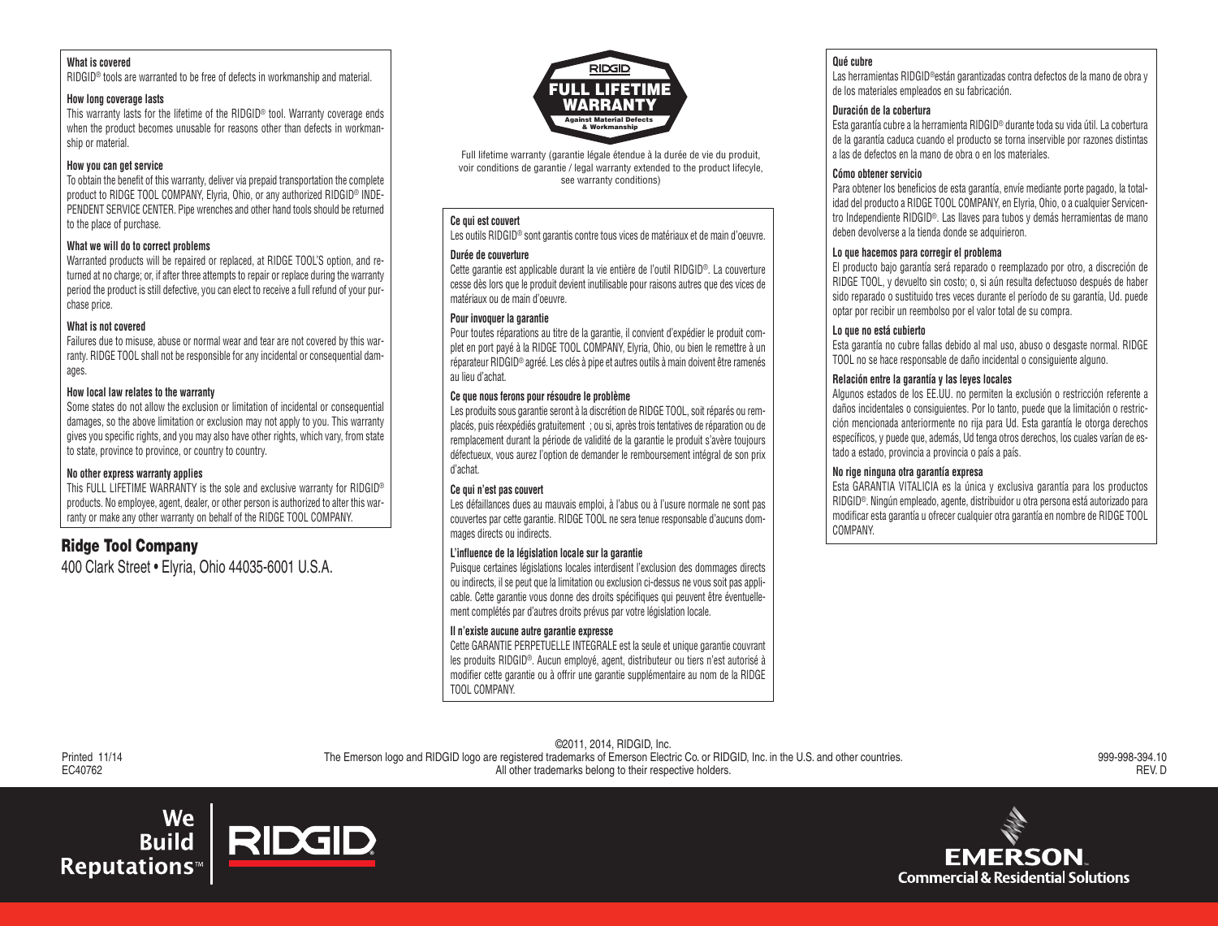### What is covered

RIDGID® tools are warranted to be free of defects in workmanship and material.

### How long coverage lasts

This warranty lasts for the lifetime of the RIDGID® tool. Warranty coverage ends when the product becomes unusable for reasons other than defects in workmanship or material.

### How you can get service

To obtain the benefit of this warranty, deliver via prepaid transportation the complete product to RIDGE TOOL COMPANY, Elyria, Ohio, or any authorized RIDGID® INDEPENDENT SERVICE CENTER. Pipe wrenches and other hand tools should be returned to the place of purchase.

### What we will do to correct problems

Warranted products will be repaired or replaced, at RIDGE TOOL'S option, and returned at no charge; or, if after three attempts to repair or replace during the warranty period the product is still defective, you can elect to receive a full refund of your purchase price.

### What is not covered

Failures due to misuse, abuse or normal wear and tear are not covered by this warranty. RIDGE TOOL shall not be responsible for any incidental or consequential damages.

### How local law relates to the warranty

Some states do not allow the exclusion or limitation of incidental or consequential damages, so the above limitation or exclusion may not apply to you. This warranty gives you specific rights, and you may also have other rights, which vary, from state to state, province to province, or country to country.

### No other express warranty applies

This FULL LIFETIME WARRANTY is the sole and exclusive warranty for RIDGID® products. No employee, agent, dealer, or other person is authorized to alter this warranty or make any other warranty on behalf of the RIDGE TOOL COMPANY.

## Ridge Tool Company

400 Clark Street • Elyria, Ohio 44035-6001 U.S.A.

RIDGID FULL LIFETIME WARRANTY Against Material Defects & Workmanship

Full lifetime warranty (garantie légale étendue à la durée de vie du produit, voir conditions de garantie / legal warranty extended to the product lifecyle, see warranty conditions)

### Ce qui est couvert

Les outils RIDGID® sont garantis contre tous vices de matériaux et de main d'oeuvre.

### Durée de couverture

Cette garantie est applicable durant la vie entière de l'outil RIDGID®. La couverture cesse dès lors que le produit devient inutilisable pour raisons autres que des vices de matériaux ou de main d'oeuvre.

### Pour invoquer la garantie

Pour toutes réparations au titre de la garantie, il convient d'expédier le produit complet en port payé à la RIDGE TOOL COMPANY, Elyria, Ohio, ou bien le remettre à un réparateur RIDGID® agréé. Les clés à pipe et autres outils à main doivent être ramenés au lieu d'achat.

### Ce que nous ferons pour résoudre le problème

Les produits sous garantie seront à la discrétion de RIDGE TOOL, soit réparés ou remplacés, puis réexpédiés gratuitement ; ou si, après trois tentatives de réparation ou de remplacement durant la période de validité de la garantie le produit s'avère toujours défectueux, vous aurez l'option de demander le remboursement intégral de son prix d'achat.

### Ce qui n'est pas couvert

Les défaillances dues au mauvais emploi, à l'abus ou à l'usure normale ne sont pas couvertes par cette garantie. RIDGE TOOL ne sera tenue responsable d'aucuns dommages directs ou indirects.

### L'influence de la législation locale sur la garantie

Puisque certaines législations locales interdisent l'exclusion des dommages directs ou indirects, il se peut que la limitation ou exclusion ci-dessus ne vous soit pas applicable. Cette garantie vous donne des droits spécifiques qui peuvent être éventuellement complétés par d'autres droits prévus par votre législation locale.

### Il n'existe aucune autre garantie expresse

Cette GARANTIE PERPETUELLE INTEGRALE est la seule et unique garantie couvrant les produits RIDGID®. Aucun employé, agent, distributeur ou tiers n'est autorisé à modifier cette garantie ou à offrir une garantie supplémentaire au nom de la RIDGE TOOL COMPANY.

### Qué cubre

Las herramientas RIDGID®están garantizadas contra defectos de la mano de obra y de los materiales empleados en su fabricación.

### Duración de la cobertura

Esta garantía cubre a la herramienta RIDGID® durante toda su vida útil. La cobertura de la garantía caduca cuando el producto se torna inservible por razones distintas a las de defectos en la mano de obra o en los materiales.

### Cómo obtener servicio

Para obtener los beneficios de esta garantía, envíe mediante porte pagado, la totalidad del producto a RIDGE TOOL COMPANY, en Elyria, Ohio, o a cualquier Servicentro Independiente RIDGID®. Las llaves para tubos y demás herramientas de mano deben devolverse a la tienda donde se adquirieron.

### Lo que hacemos para corregir el problema

El producto bajo garantía será reparado o reemplazado por otro, a discreción de RIDGE TOOL, y devuelto sin costo; o, si aún resulta defectuoso después de haber sido reparado o sustituido tres veces durante el período de su garantía, Ud. puede optar por recibir un reembolso por el valor total de su compra.

### Lo que no está cubierto

Esta garantía no cubre fallas debido al mal uso, abuso o desgaste normal. RIDGE TOOL no se hace responsable de daño incidental o consiguiente alguno.

### Relación entre la garantía y las leyes locales

Algunos estados de los EE.UU. no permiten la exclusión o restricción referente a daños incidentales o consiguientes. Por lo tanto, puede que la limitación o restricción mencionada anteriormente no rija para Ud. Esta garantía le otorga derechos específicos, y puede que, además, Ud tenga otros derechos, los cuales varían de estado a estado, provincia a provincia o país a país.

### No rige ninguna otra garantía expresa

Esta GARANTIA VITALICIA es la única y exclusiva garantía para los productos RIDGID®. Ningún empleado, agente, distribuidor u otra persona está autorizado para modificar esta garantía u ofrecer cualquier otra garantía en nombre de RIDGE TOOL COMPANY.

Printed 11/14
EC40762

©2011, 2014, RIDGID, Inc.
The Emerson logo and RIDGID logo are registered trademarks of Emerson Electric Co. or RIDGID, Inc. in the U.S. and other countries.
All other trademarks belong to their respective holders.

999-998-394.10
REV. D

We Build Reputations™ RIDGID

EMERSON. Commercial & Residential Solutions